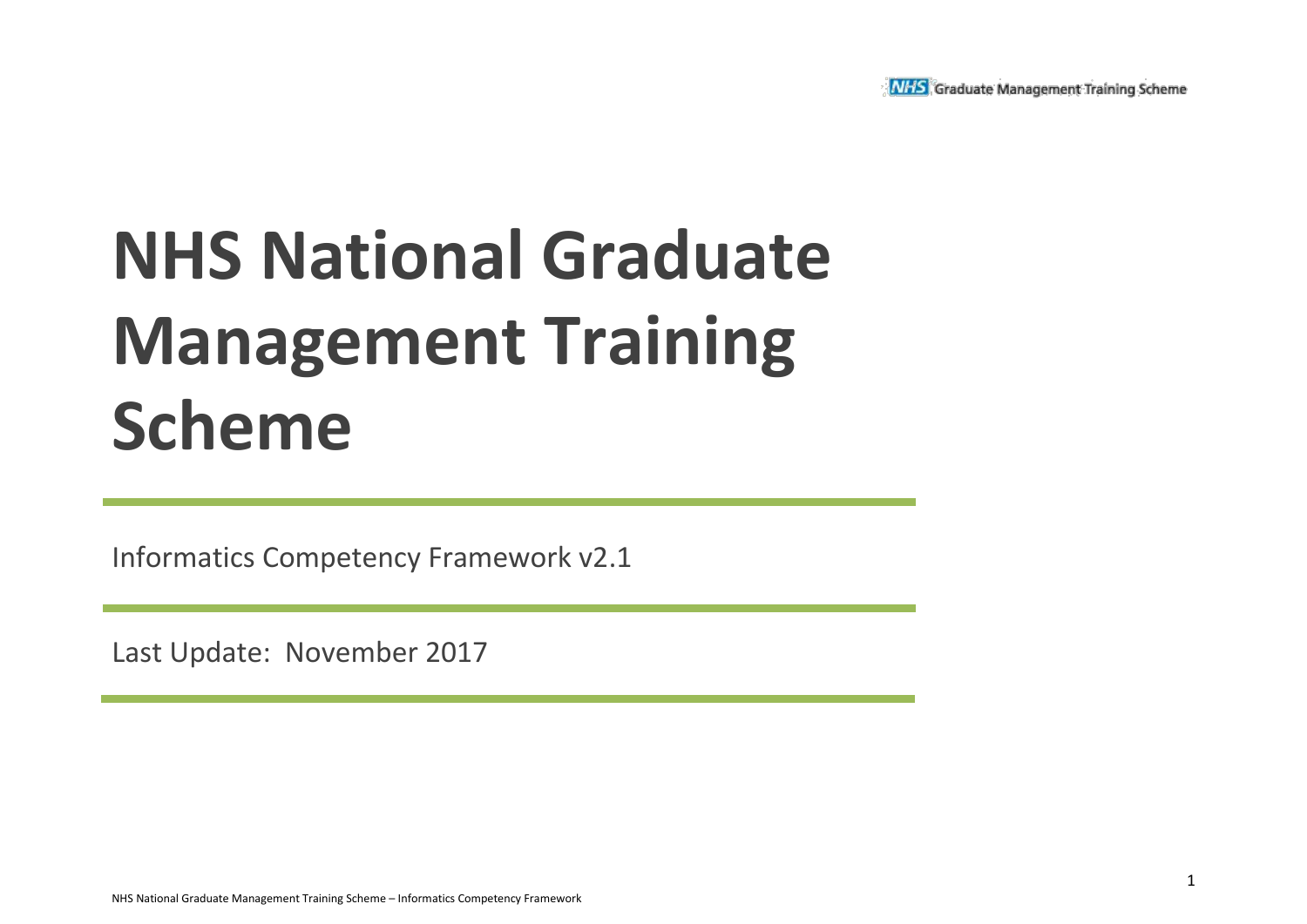# NHS National Graduate Management Training Scheme

Informatics Competency Framework v2.1

Last Update: November 2017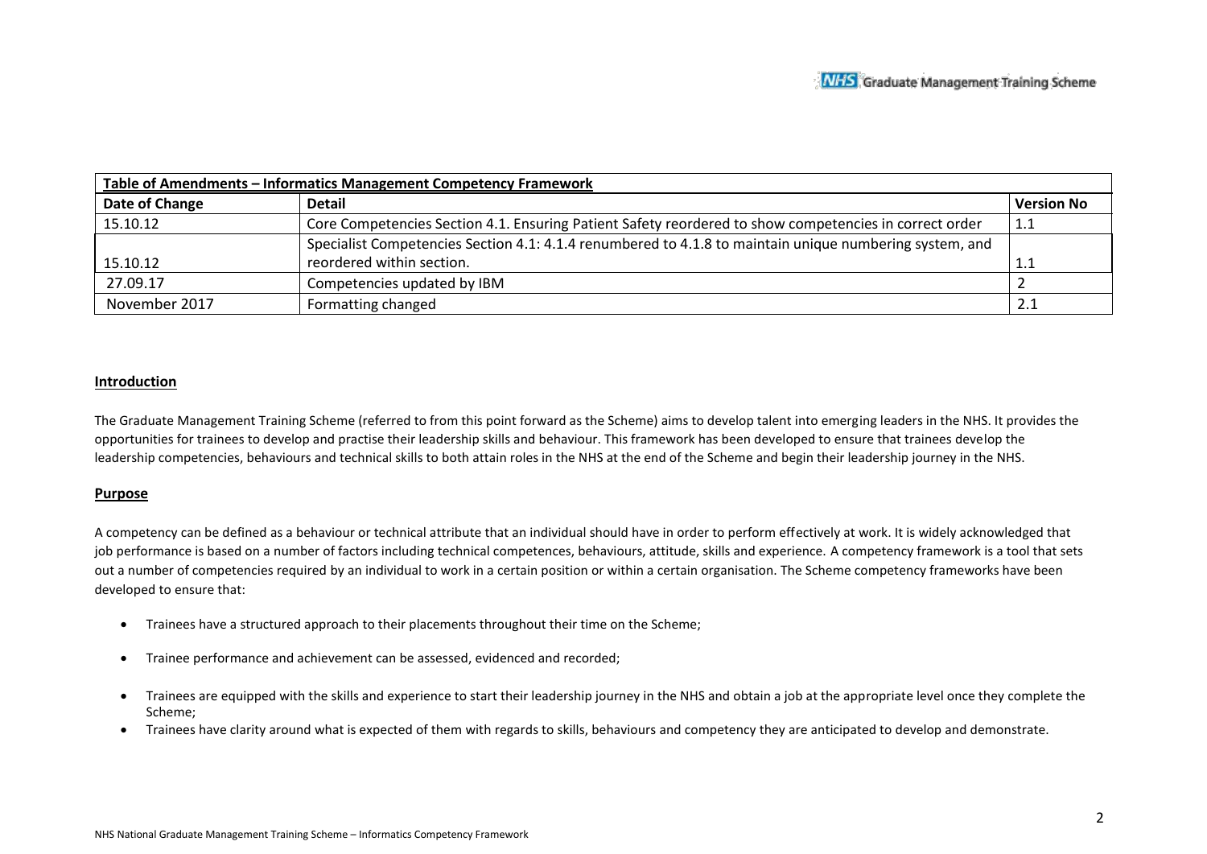| Table of Amendments – Informatics Management Competency Framework | | |
|---|---|---|
| **Date of Change** | **Detail** | **Version No** |
| 15.10.12 | Core Competencies Section 4.1. Ensuring Patient Safety reordered to show competencies in correct order | 1.1 |
| 15.10.12 | Specialist Competencies Section 4.1: 4.1.4 renumbered to 4.1.8 to maintain unique numbering system, and reordered within section. | 1.1 |
| 27.09.17 | Competencies updated by IBM | 2 |
| November 2017 | Formatting changed | 2.1 |

## Introduction

The Graduate Management Training Scheme (referred to from this point forward as the Scheme) aims to develop talent into emerging leaders in the NHS. It provides the opportunities for trainees to develop and practise their leadership skills and behaviour. This framework has been developed to ensure that trainees develop the leadership competencies, behaviours and technical skills to both attain roles in the NHS at the end of the Scheme and begin their leadership journey in the NHS.

## Purpose

A competency can be defined as a behaviour or technical attribute that an individual should have in order to perform effectively at work. It is widely acknowledged that job performance is based on a number of factors including technical competences, behaviours, attitude, skills and experience. A competency framework is a tool that sets out a number of competencies required by an individual to work in a certain position or within a certain organisation. The Scheme competency frameworks have been developed to ensure that:

- Trainees have a structured approach to their placements throughout their time on the Scheme;
- Trainee performance and achievement can be assessed, evidenced and recorded;
- Trainees are equipped with the skills and experience to start their leadership journey in the NHS and obtain a job at the appropriate level once they complete the Scheme;
- Trainees have clarity around what is expected of them with regards to skills, behaviours and competency they are anticipated to develop and demonstrate.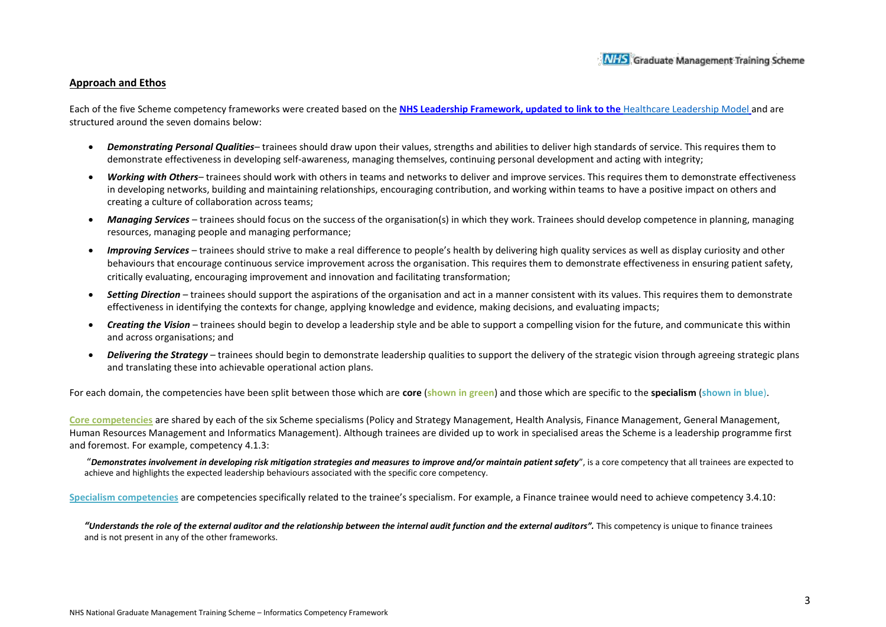## Approach and Ethos

Each of the five Scheme competency frameworks were created based on the **NHS Leadership Framework, updated to link to the** Healthcare Leadership Model and are structured around the seven domains below:

- ***Demonstrating Personal Qualities***– trainees should draw upon their values, strengths and abilities to deliver high standards of service. This requires them to demonstrate effectiveness in developing self-awareness, managing themselves, continuing personal development and acting with integrity;
- ***Working with Others***– trainees should work with others in teams and networks to deliver and improve services. This requires them to demonstrate effectiveness in developing networks, building and maintaining relationships, encouraging contribution, and working within teams to have a positive impact on others and creating a culture of collaboration across teams;
- ***Managing Services*** – trainees should focus on the success of the organisation(s) in which they work. Trainees should develop competence in planning, managing resources, managing people and managing performance;
- ***Improving Services*** – trainees should strive to make a real difference to people's health by delivering high quality services as well as display curiosity and other behaviours that encourage continuous service improvement across the organisation. This requires them to demonstrate effectiveness in ensuring patient safety, critically evaluating, encouraging improvement and innovation and facilitating transformation;
- ***Setting Direction*** – trainees should support the aspirations of the organisation and act in a manner consistent with its values. This requires them to demonstrate effectiveness in identifying the contexts for change, applying knowledge and evidence, making decisions, and evaluating impacts;
- ***Creating the Vision*** – trainees should begin to develop a leadership style and be able to support a compelling vision for the future, and communicate this within and across organisations; and
- ***Delivering the Strategy*** – trainees should begin to demonstrate leadership qualities to support the delivery of the strategic vision through agreeing strategic plans and translating these into achievable operational action plans.

For each domain, the competencies have been split between those which are **core** (**shown in green**) and those which are specific to the **specialism** (**shown in blue**).

**Core competencies** are shared by each of the six Scheme specialisms (Policy and Strategy Management, Health Analysis, Finance Management, General Management, Human Resources Management and Informatics Management). Although trainees are divided up to work in specialised areas the Scheme is a leadership programme first and foremost. For example, competency 4.1.3:

"***Demonstrates involvement in developing risk mitigation strategies and measures to improve and/or maintain patient safety***", is a core competency that all trainees are expected to achieve and highlights the expected leadership behaviours associated with the specific core competency.

**Specialism competencies** are competencies specifically related to the trainee's specialism. For example, a Finance trainee would need to achieve competency 3.4.10:

***"Understands the role of the external auditor and the relationship between the internal audit function and the external auditors".*** This competency is unique to finance trainees and is not present in any of the other frameworks.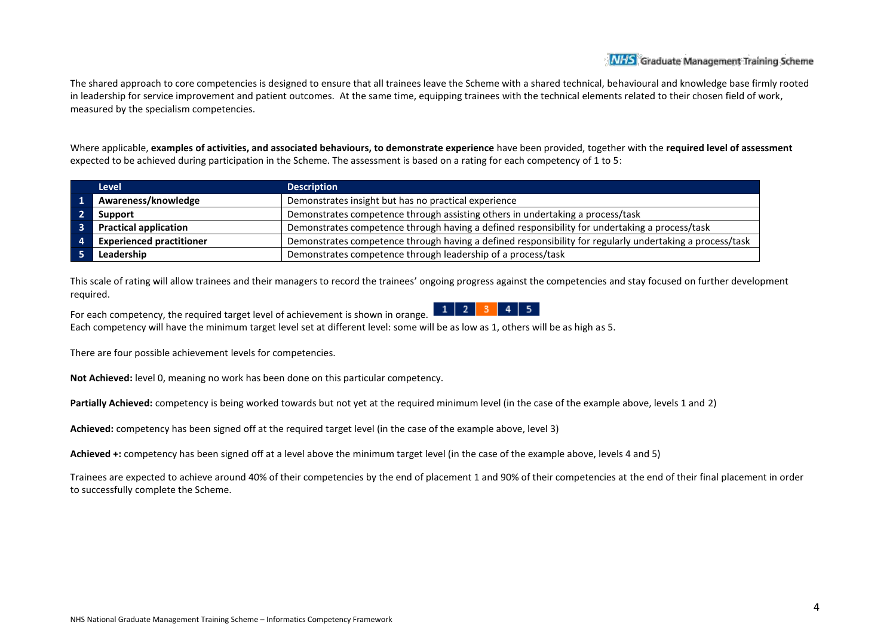The shared approach to core competencies is designed to ensure that all trainees leave the Scheme with a shared technical, behavioural and knowledge base firmly rooted in leadership for service improvement and patient outcomes. At the same time, equipping trainees with the technical elements related to their chosen field of work, measured by the specialism competencies.

Where applicable, **examples of activities, and associated behaviours, to demonstrate experience** have been provided, together with the **required level of assessment** expected to be achieved during participation in the Scheme. The assessment is based on a rating for each competency of 1 to 5:

| | Level | Description |
|---|---|---|
| 1 | **Awareness/knowledge** | Demonstrates insight but has no practical experience |
| 2 | **Support** | Demonstrates competence through assisting others in undertaking a process/task |
| 3 | **Practical application** | Demonstrates competence through having a defined responsibility for undertaking a process/task |
| 4 | **Experienced practitioner** | Demonstrates competence through having a defined responsibility for regularly undertaking a process/task |
| 5 | **Leadership** | Demonstrates competence through leadership of a process/task |

This scale of rating will allow trainees and their managers to record the trainees' ongoing progress against the competencies and stay focused on further development required.

For each competency, the required target level of achievement is shown in orange.

| 1 | 2 | 3 | 4 | 5 |
|---|---|---|---|---|

Each competency will have the minimum target level set at different level: some will be as low as 1, others will be as high as 5.

There are four possible achievement levels for competencies.

**Not Achieved:** level 0, meaning no work has been done on this particular competency.

**Partially Achieved:** competency is being worked towards but not yet at the required minimum level (in the case of the example above, levels 1 and 2)

**Achieved:** competency has been signed off at the required target level (in the case of the example above, level 3)

**Achieved +:** competency has been signed off at a level above the minimum target level (in the case of the example above, levels 4 and 5)

Trainees are expected to achieve around 40% of their competencies by the end of placement 1 and 90% of their competencies at the end of their final placement in order to successfully complete the Scheme.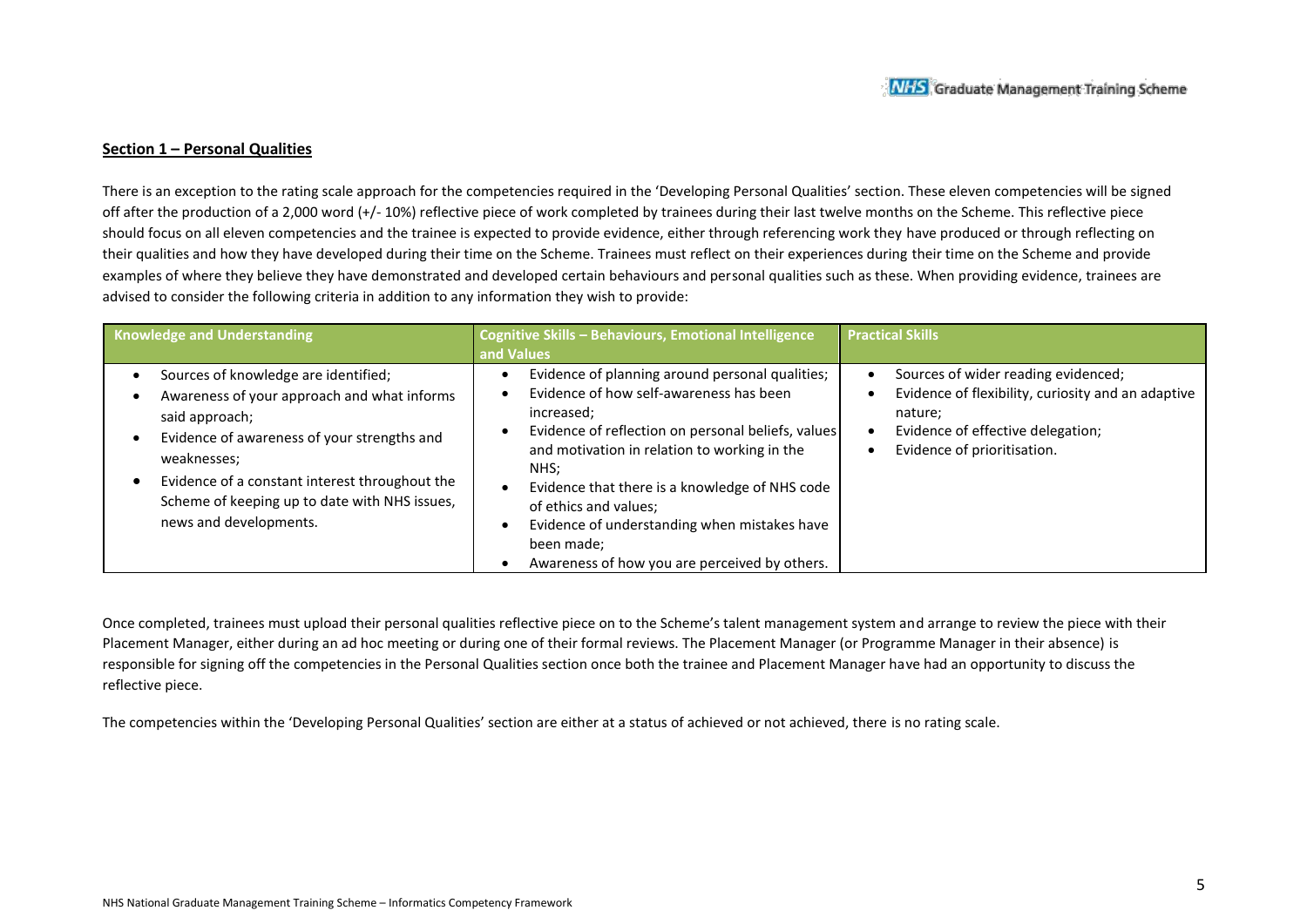## Section 1 – Personal Qualities

There is an exception to the rating scale approach for the competencies required in the 'Developing Personal Qualities' section. These eleven competencies will be signed off after the production of a 2,000 word (+/- 10%) reflective piece of work completed by trainees during their last twelve months on the Scheme. This reflective piece should focus on all eleven competencies and the trainee is expected to provide evidence, either through referencing work they have produced or through reflecting on their qualities and how they have developed during their time on the Scheme. Trainees must reflect on their experiences during their time on the Scheme and provide examples of where they believe they have demonstrated and developed certain behaviours and personal qualities such as these. When providing evidence, trainees are advised to consider the following criteria in addition to any information they wish to provide:

| Knowledge and Understanding | Cognitive Skills – Behaviours, Emotional Intelligence and Values | Practical Skills |
|---|---|---|
| • Sources of knowledge are identified;<br>• Awareness of your approach and what informs said approach;<br>• Evidence of awareness of your strengths and weaknesses;<br>• Evidence of a constant interest throughout the Scheme of keeping up to date with NHS issues, news and developments. | • Evidence of planning around personal qualities;<br>• Evidence of how self-awareness has been increased;<br>• Evidence of reflection on personal beliefs, values and motivation in relation to working in the NHS;<br>• Evidence that there is a knowledge of NHS code of ethics and values;<br>• Evidence of understanding when mistakes have been made;<br>• Awareness of how you are perceived by others. | • Sources of wider reading evidenced;<br>• Evidence of flexibility, curiosity and an adaptive nature;<br>• Evidence of effective delegation;<br>• Evidence of prioritisation. |

Once completed, trainees must upload their personal qualities reflective piece on to the Scheme's talent management system and arrange to review the piece with their Placement Manager, either during an ad hoc meeting or during one of their formal reviews. The Placement Manager (or Programme Manager in their absence) is responsible for signing off the competencies in the Personal Qualities section once both the trainee and Placement Manager have had an opportunity to discuss the reflective piece.

The competencies within the 'Developing Personal Qualities' section are either at a status of achieved or not achieved, there is no rating scale.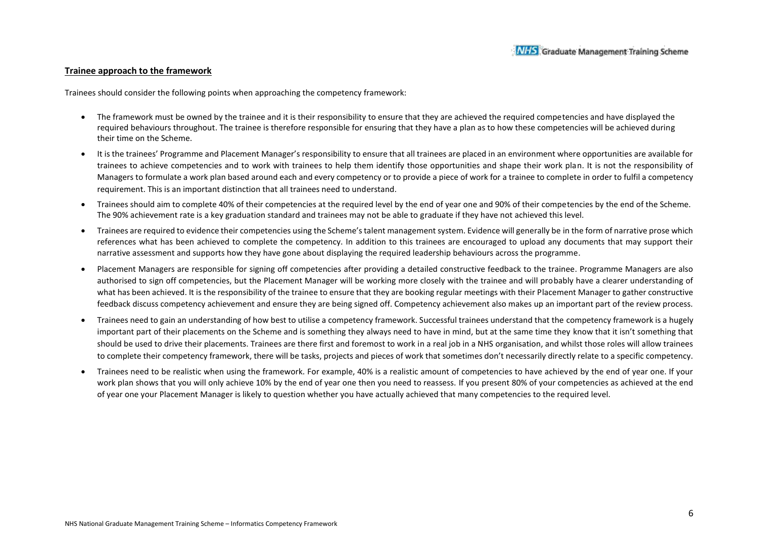**Trainee approach to the framework**

Trainees should consider the following points when approaching the competency framework:

- The framework must be owned by the trainee and it is their responsibility to ensure that they are achieved the required competencies and have displayed the required behaviours throughout. The trainee is therefore responsible for ensuring that they have a plan as to how these competencies will be achieved during their time on the Scheme.
- It is the trainees' Programme and Placement Manager's responsibility to ensure that all trainees are placed in an environment where opportunities are available for trainees to achieve competencies and to work with trainees to help them identify those opportunities and shape their work plan. It is not the responsibility of Managers to formulate a work plan based around each and every competency or to provide a piece of work for a trainee to complete in order to fulfil a competency requirement. This is an important distinction that all trainees need to understand.
- Trainees should aim to complete 40% of their competencies at the required level by the end of year one and 90% of their competencies by the end of the Scheme. The 90% achievement rate is a key graduation standard and trainees may not be able to graduate if they have not achieved this level.
- Trainees are required to evidence their competencies using the Scheme's talent management system. Evidence will generally be in the form of narrative prose which references what has been achieved to complete the competency. In addition to this trainees are encouraged to upload any documents that may support their narrative assessment and supports how they have gone about displaying the required leadership behaviours across the programme.
- Placement Managers are responsible for signing off competencies after providing a detailed constructive feedback to the trainee. Programme Managers are also authorised to sign off competencies, but the Placement Manager will be working more closely with the trainee and will probably have a clearer understanding of what has been achieved. It is the responsibility of the trainee to ensure that they are booking regular meetings with their Placement Manager to gather constructive feedback discuss competency achievement and ensure they are being signed off. Competency achievement also makes up an important part of the review process.
- Trainees need to gain an understanding of how best to utilise a competency framework. Successful trainees understand that the competency framework is a hugely important part of their placements on the Scheme and is something they always need to have in mind, but at the same time they know that it isn't something that should be used to drive their placements. Trainees are there first and foremost to work in a real job in a NHS organisation, and whilst those roles will allow trainees to complete their competency framework, there will be tasks, projects and pieces of work that sometimes don't necessarily directly relate to a specific competency.
- Trainees need to be realistic when using the framework. For example, 40% is a realistic amount of competencies to have achieved by the end of year one. If your work plan shows that you will only achieve 10% by the end of year one then you need to reassess. If you present 80% of your competencies as achieved at the end of year one your Placement Manager is likely to question whether you have actually achieved that many competencies to the required level.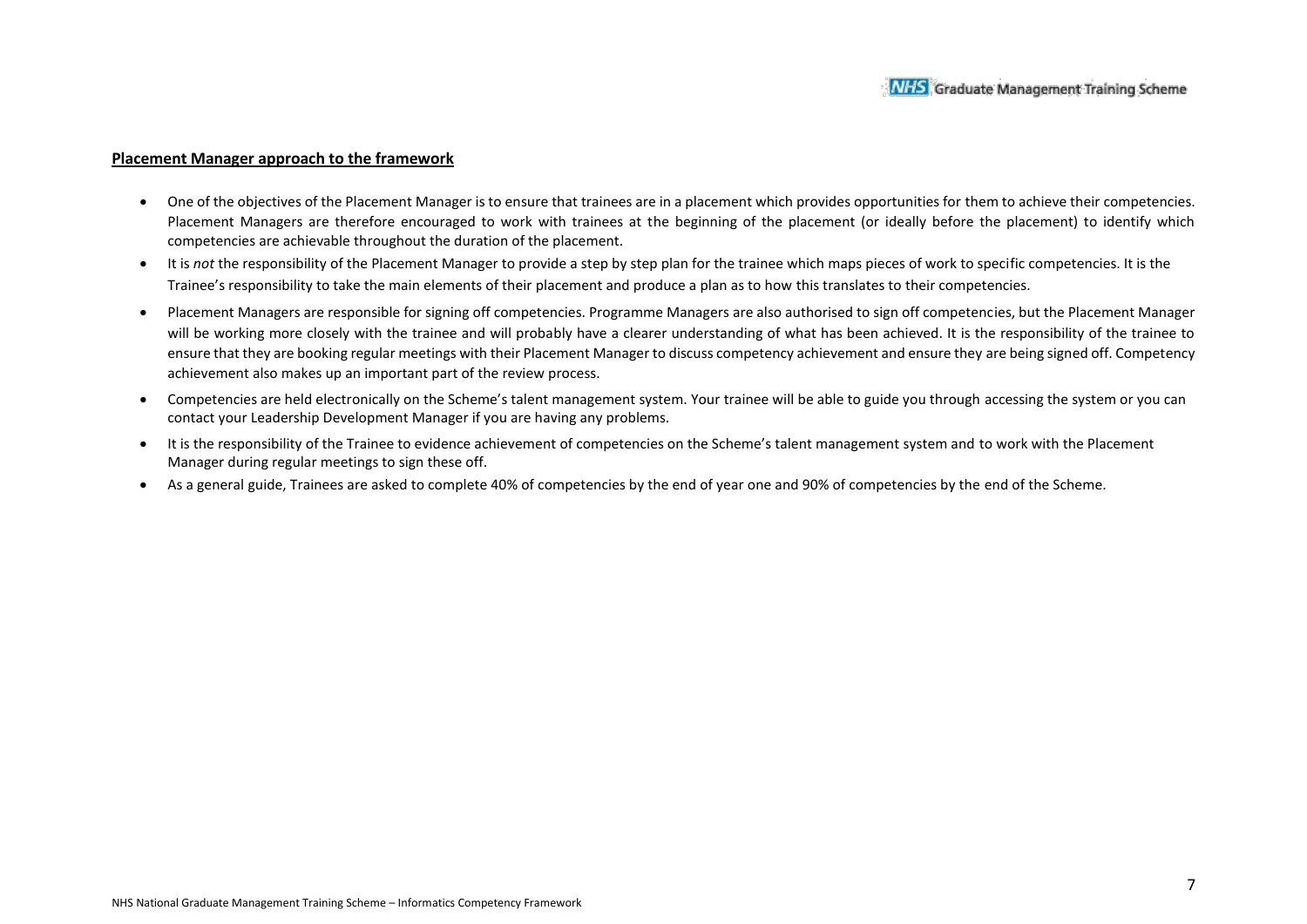**Placement Manager approach to the framework**

- One of the objectives of the Placement Manager is to ensure that trainees are in a placement which provides opportunities for them to achieve their competencies. Placement Managers are therefore encouraged to work with trainees at the beginning of the placement (or ideally before the placement) to identify which competencies are achievable throughout the duration of the placement.
- It is *not* the responsibility of the Placement Manager to provide a step by step plan for the trainee which maps pieces of work to specific competencies. It is the Trainee's responsibility to take the main elements of their placement and produce a plan as to how this translates to their competencies.
- Placement Managers are responsible for signing off competencies. Programme Managers are also authorised to sign off competencies, but the Placement Manager will be working more closely with the trainee and will probably have a clearer understanding of what has been achieved. It is the responsibility of the trainee to ensure that they are booking regular meetings with their Placement Manager to discuss competency achievement and ensure they are being signed off. Competency achievement also makes up an important part of the review process.
- Competencies are held electronically on the Scheme's talent management system. Your trainee will be able to guide you through accessing the system or you can contact your Leadership Development Manager if you are having any problems.
- It is the responsibility of the Trainee to evidence achievement of competencies on the Scheme's talent management system and to work with the Placement Manager during regular meetings to sign these off.
- As a general guide, Trainees are asked to complete 40% of competencies by the end of year one and 90% of competencies by the end of the Scheme.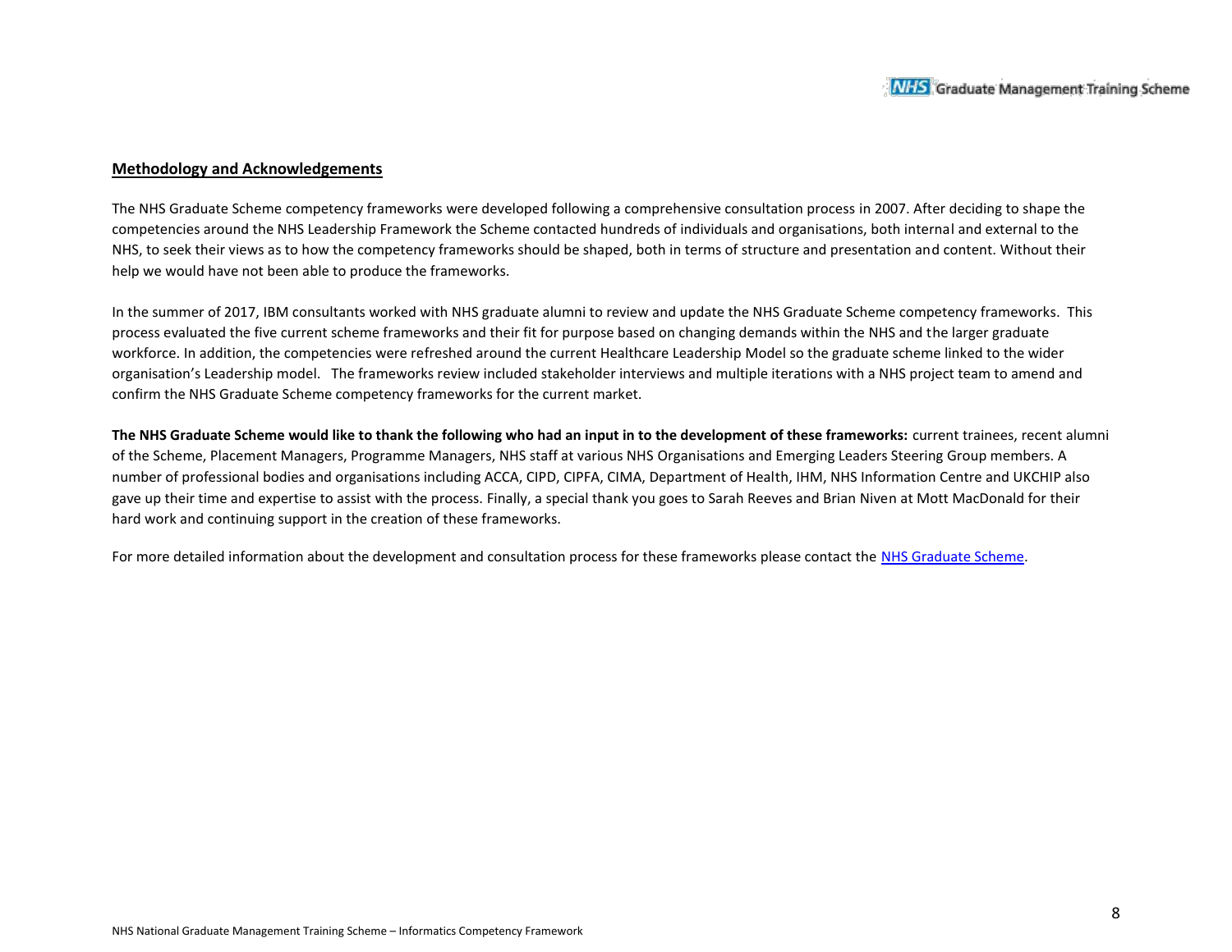## Methodology and Acknowledgements

The NHS Graduate Scheme competency frameworks were developed following a comprehensive consultation process in 2007. After deciding to shape the competencies around the NHS Leadership Framework the Scheme contacted hundreds of individuals and organisations, both internal and external to the NHS, to seek their views as to how the competency frameworks should be shaped, both in terms of structure and presentation and content. Without their help we would have not been able to produce the frameworks.

In the summer of 2017, IBM consultants worked with NHS graduate alumni to review and update the NHS Graduate Scheme competency frameworks. This process evaluated the five current scheme frameworks and their fit for purpose based on changing demands within the NHS and the larger graduate workforce. In addition, the competencies were refreshed around the current Healthcare Leadership Model so the graduate scheme linked to the wider organisation's Leadership model. The frameworks review included stakeholder interviews and multiple iterations with a NHS project team to amend and confirm the NHS Graduate Scheme competency frameworks for the current market.

**The NHS Graduate Scheme would like to thank the following who had an input in to the development of these frameworks:** current trainees, recent alumni of the Scheme, Placement Managers, Programme Managers, NHS staff at various NHS Organisations and Emerging Leaders Steering Group members. A number of professional bodies and organisations including ACCA, CIPD, CIPFA, CIMA, Department of Health, IHM, NHS Information Centre and UKCHIP also gave up their time and expertise to assist with the process. Finally, a special thank you goes to Sarah Reeves and Brian Niven at Mott MacDonald for their hard work and continuing support in the creation of these frameworks.

For more detailed information about the development and consultation process for these frameworks please contact the NHS Graduate Scheme.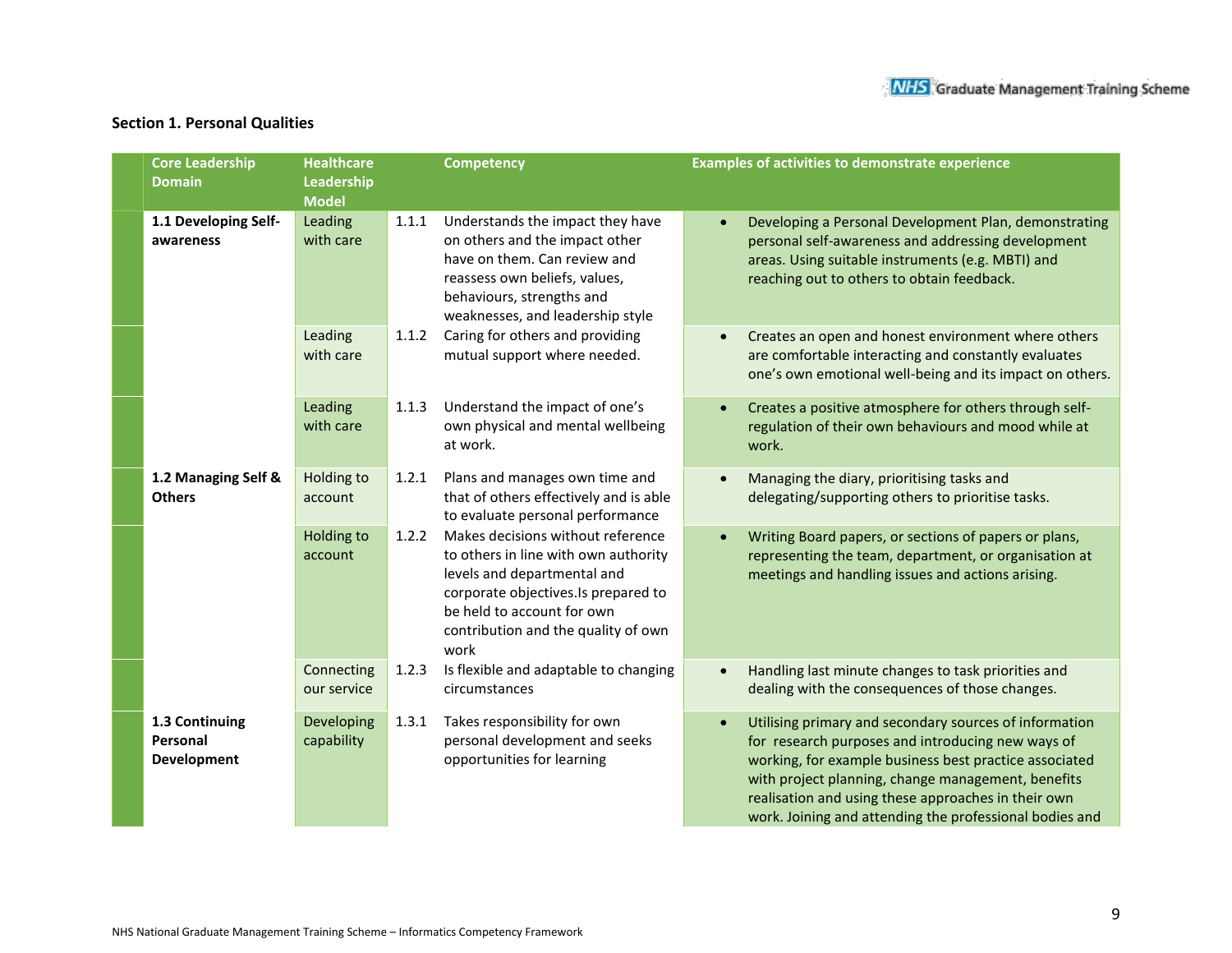## Section 1. Personal Qualities

| Core Leadership Domain | Healthcare Leadership Model | | Competency | Examples of activities to demonstrate experience |
|---|---|---|---|---|
| **1.1 Developing Self-awareness** | Leading with care | 1.1.1 | Understands the impact they have on others and the impact other have on them. Can review and reassess own beliefs, values, behaviours, strengths and weaknesses, and leadership style | • Developing a Personal Development Plan, demonstrating personal self-awareness and addressing development areas. Using suitable instruments (e.g. MBTI) and reaching out to others to obtain feedback. |
| | Leading with care | 1.1.2 | Caring for others and providing mutual support where needed. | • Creates an open and honest environment where others are comfortable interacting and constantly evaluates one's own emotional well-being and its impact on others. |
| | Leading with care | 1.1.3 | Understand the impact of one's own physical and mental wellbeing at work. | • Creates a positive atmosphere for others through self-regulation of their own behaviours and mood while at work. |
| **1.2 Managing Self & Others** | Holding to account | 1.2.1 | Plans and manages own time and that of others effectively and is able to evaluate personal performance | • Managing the diary, prioritising tasks and delegating/supporting others to prioritise tasks. |
| | Holding to account | 1.2.2 | Makes decisions without reference to others in line with own authority levels and departmental and corporate objectives.Is prepared to be held to account for own contribution and the quality of own work | • Writing Board papers, or sections of papers or plans, representing the team, department, or organisation at meetings and handling issues and actions arising. |
| | Connecting our service | 1.2.3 | Is flexible and adaptable to changing circumstances | • Handling last minute changes to task priorities and dealing with the consequences of those changes. |
| **1.3 Continuing Personal Development** | Developing capability | 1.3.1 | Takes responsibility for own personal development and seeks opportunities for learning | • Utilising primary and secondary sources of information for research purposes and introducing new ways of working, for example business best practice associated with project planning, change management, benefits realisation and using these approaches in their own work. Joining and attending the professional bodies and |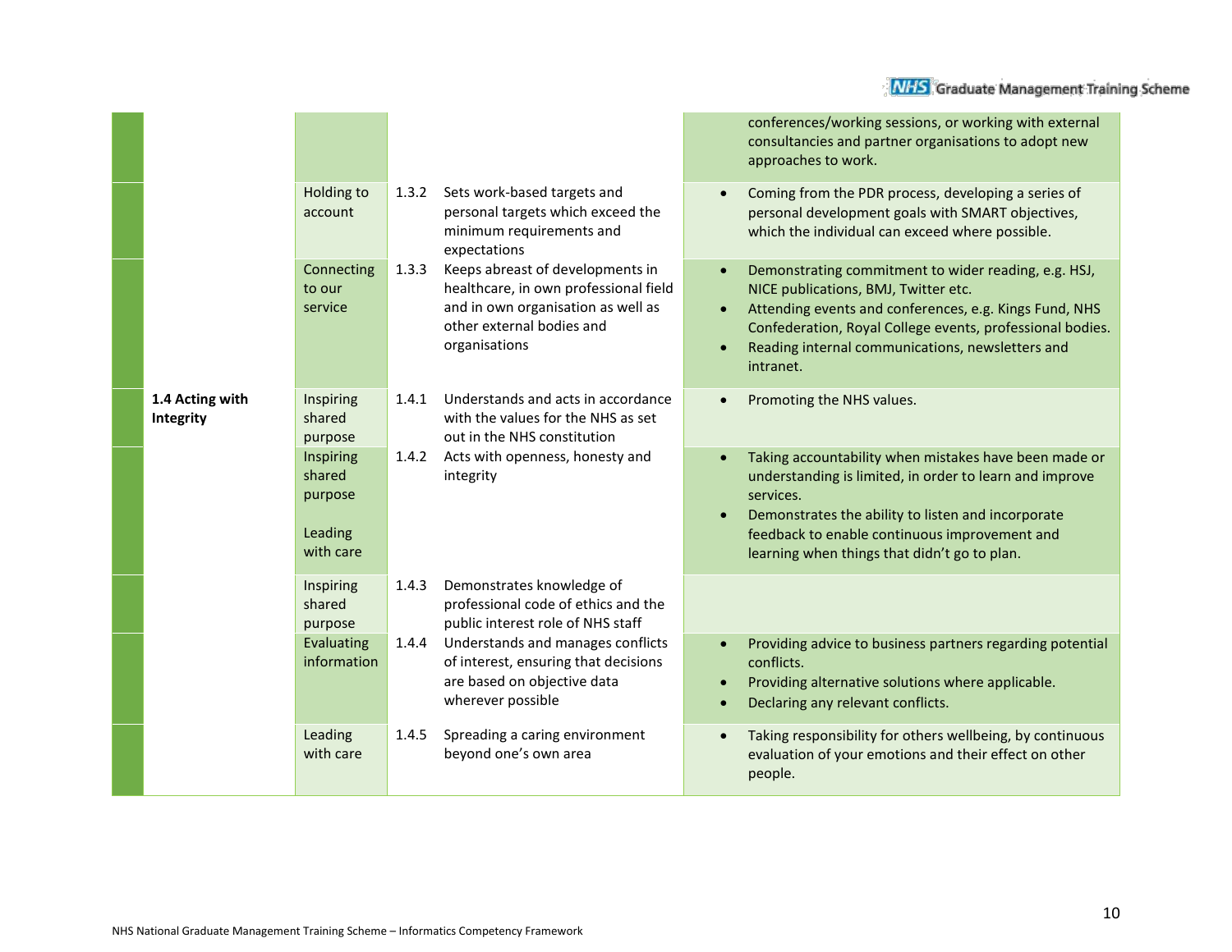| | | | | |
|---|---|---|---|---|
| | | | | conferences/working sessions, or working with external consultancies and partner organisations to adopt new approaches to work. |
| | Holding to account | 1.3.2 | Sets work-based targets and personal targets which exceed the minimum requirements and expectations | • Coming from the PDR process, developing a series of personal development goals with SMART objectives, which the individual can exceed where possible. |
| | Connecting to our service | 1.3.3 | Keeps abreast of developments in healthcare, in own professional field and in own organisation as well as other external bodies and organisations | • Demonstrating commitment to wider reading, e.g. HSJ, NICE publications, BMJ, Twitter etc.<br>• Attending events and conferences, e.g. Kings Fund, NHS Confederation, Royal College events, professional bodies.<br>• Reading internal communications, newsletters and intranet. |
| **1.4 Acting with Integrity** | Inspiring shared purpose | 1.4.1 | Understands and acts in accordance with the values for the NHS as set out in the NHS constitution | • Promoting the NHS values. |
| | Inspiring shared purpose<br><br>Leading with care | 1.4.2 | Acts with openness, honesty and integrity | • Taking accountability when mistakes have been made or understanding is limited, in order to learn and improve services.<br>• Demonstrates the ability to listen and incorporate feedback to enable continuous improvement and learning when things that didn't go to plan. |
| | Inspiring shared purpose | 1.4.3 | Demonstrates knowledge of professional code of ethics and the public interest role of NHS staff | |
| | Evaluating information | 1.4.4 | Understands and manages conflicts of interest, ensuring that decisions are based on objective data wherever possible | • Providing advice to business partners regarding potential conflicts.<br>• Providing alternative solutions where applicable.<br>• Declaring any relevant conflicts. |
| | Leading with care | 1.4.5 | Spreading a caring environment beyond one's own area | • Taking responsibility for others wellbeing, by continuous evaluation of your emotions and their effect on other people. |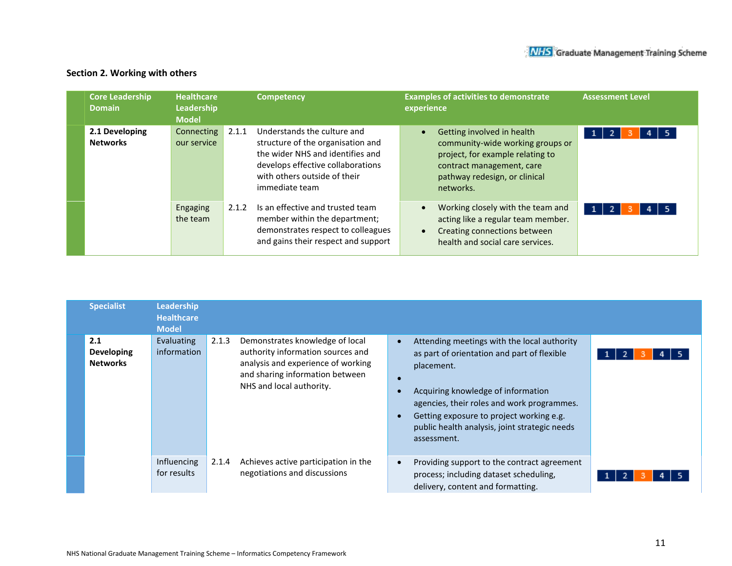## Section 2. Working with others

| Core Leadership Domain | Healthcare Leadership Model | | Competency | Examples of activities to demonstrate experience | Assessment Level |
|---|---|---|---|---|---|
| **2.1 Developing Networks** | Connecting our service | 2.1.1 | Understands the culture and structure of the organisation and the wider NHS and identifies and develops effective collaborations with others outside of their immediate team | • Getting involved in health community-wide working groups or project, for example relating to contract management, care pathway redesign, or clinical networks. | 1 2 **3** 4 5 |
| | Engaging the team | 2.1.2 | Is an effective and trusted team member within the department; demonstrates respect to colleagues and gains their respect and support | • Working closely with the team and acting like a regular team member.<br>• Creating connections between health and social care services. | 1 2 **3** 4 5 |

| Specialist | Leadership Healthcare Model | | | | |
|---|---|---|---|---|---|
| **2.1 Developing Networks** | Evaluating information | 2.1.3 | Demonstrates knowledge of local authority information sources and analysis and experience of working and sharing information between NHS and local authority. | • Attending meetings with the local authority as part of orientation and part of flexible placement.<br>•<br>• Acquiring knowledge of information agencies, their roles and work programmes.<br>• Getting exposure to project working e.g. public health analysis, joint strategic needs assessment. | 1 2 **3** 4 5 |
| | Influencing for results | 2.1.4 | Achieves active participation in the negotiations and discussions | • Providing support to the contract agreement process; including dataset scheduling, delivery, content and formatting. | 1 2 **3** 4 5 |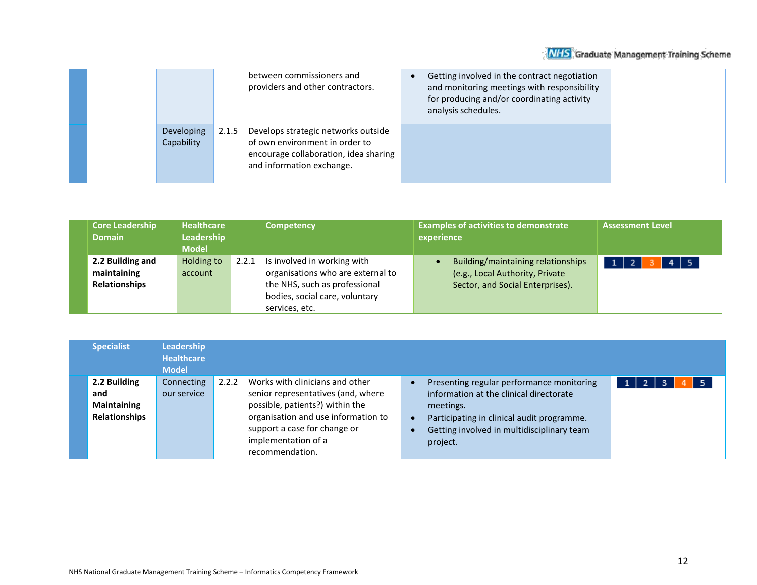| | | | | | |
|---|---|---|---|---|---|
| | | | between commissioners and providers and other contractors. | • Getting involved in the contract negotiation and monitoring meetings with responsibility for producing and/or coordinating activity analysis schedules. | |
| | | Developing Capability | 2.1.5 Develops strategic networks outside of own environment in order to encourage collaboration, idea sharing and information exchange. | | |

| Core Leadership Domain | Healthcare Leadership Model | Competency | Examples of activities to demonstrate experience | Assessment Level |
|---|---|---|---|---|
| **2.2 Building and maintaining Relationships** | Holding to account | 2.2.1 Is involved in working with organisations who are external to the NHS, such as professional bodies, social care, voluntary services, etc. | • Building/maintaining relationships (e.g., Local Authority, Private Sector, and Social Enterprises). | 1 2 **3** 4 5 |

| Specialist | Leadership Healthcare Model | Competency | Examples of activities to demonstrate experience | Assessment Level |
|---|---|---|---|---|
| **2.2 Building and Maintaining Relationships** | Connecting our service | 2.2.2 Works with clinicians and other senior representatives (and, where possible, patients?) within the organisation and use information to support a case for change or implementation of a recommendation. | • Presenting regular performance monitoring information at the clinical directorate meetings.<br>• Participating in clinical audit programme.<br>• Getting involved in multidisciplinary team project. | 1 2 3 **4** 5 |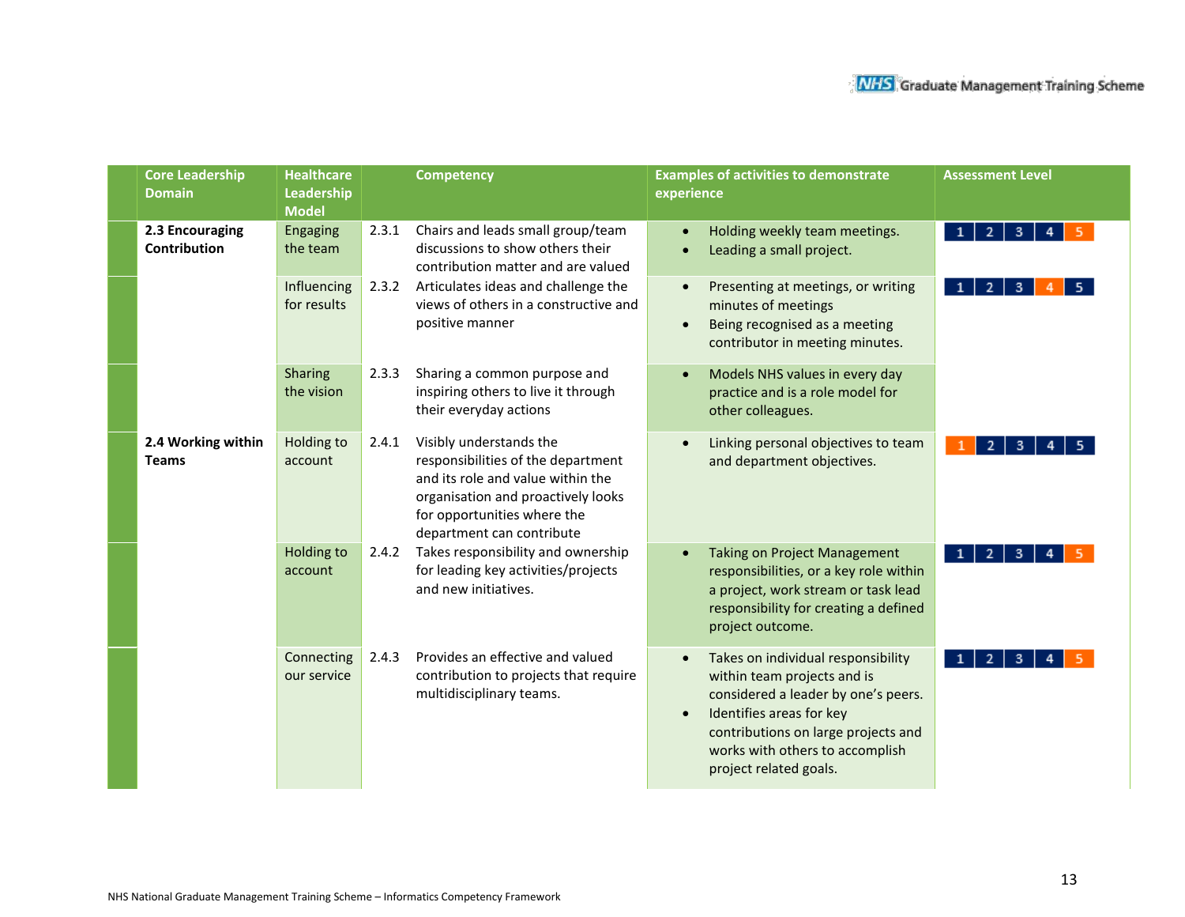| Core Leadership Domain | Healthcare Leadership Model | | Competency | Examples of activities to demonstrate experience | Assessment Level |
|---|---|---|---|---|---|
| **2.3 Encouraging Contribution** | Engaging the team | 2.3.1 | Chairs and leads small group/team discussions to show others their contribution matter and are valued | • Holding weekly team meetings.<br>• Leading a small project. | 1 2 3 4 **5** |
| | Influencing for results | 2.3.2 | Articulates ideas and challenge the views of others in a constructive and positive manner | • Presenting at meetings, or writing minutes of meetings<br>• Being recognised as a meeting contributor in meeting minutes. | 1 2 3 **4** 5 |
| | Sharing the vision | 2.3.3 | Sharing a common purpose and inspiring others to live it through their everyday actions | • Models NHS values in every day practice and is a role model for other colleagues. | |
| **2.4 Working within Teams** | Holding to account | 2.4.1 | Visibly understands the responsibilities of the department and its role and value within the organisation and proactively looks for opportunities where the department can contribute | • Linking personal objectives to team and department objectives. | **1** 2 3 4 5 |
| | Holding to account | 2.4.2 | Takes responsibility and ownership for leading key activities/projects and new initiatives. | • Taking on Project Management responsibilities, or a key role within a project, work stream or task lead responsibility for creating a defined project outcome. | 1 2 3 4 **5** |
| | Connecting our service | 2.4.3 | Provides an effective and valued contribution to projects that require multidisciplinary teams. | • Takes on individual responsibility within team projects and is considered a leader by one's peers.<br>• Identifies areas for key contributions on large projects and works with others to accomplish project related goals. | 1 2 3 4 **5** |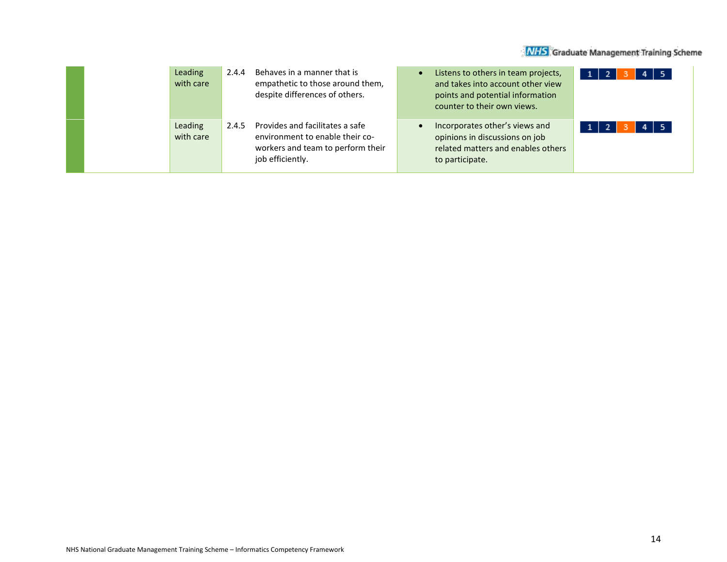| | | | | | |
|---|---|---|---|---|---|
| | Leading with care | 2.4.4 | Behaves in a manner that is empathetic to those around them, despite differences of others. | • Listens to others in team projects, and takes into account other view points and potential information counter to their own views. | 1 \| 2 \| 3 \| 4 \| 5 |
| | Leading with care | 2.4.5 | Provides and facilitates a safe environment to enable their co-workers and team to perform their job efficiently. | • Incorporates other's views and opinions in discussions on job related matters and enables others to participate. | 1 \| 2 \| 3 \| 4 \| 5 |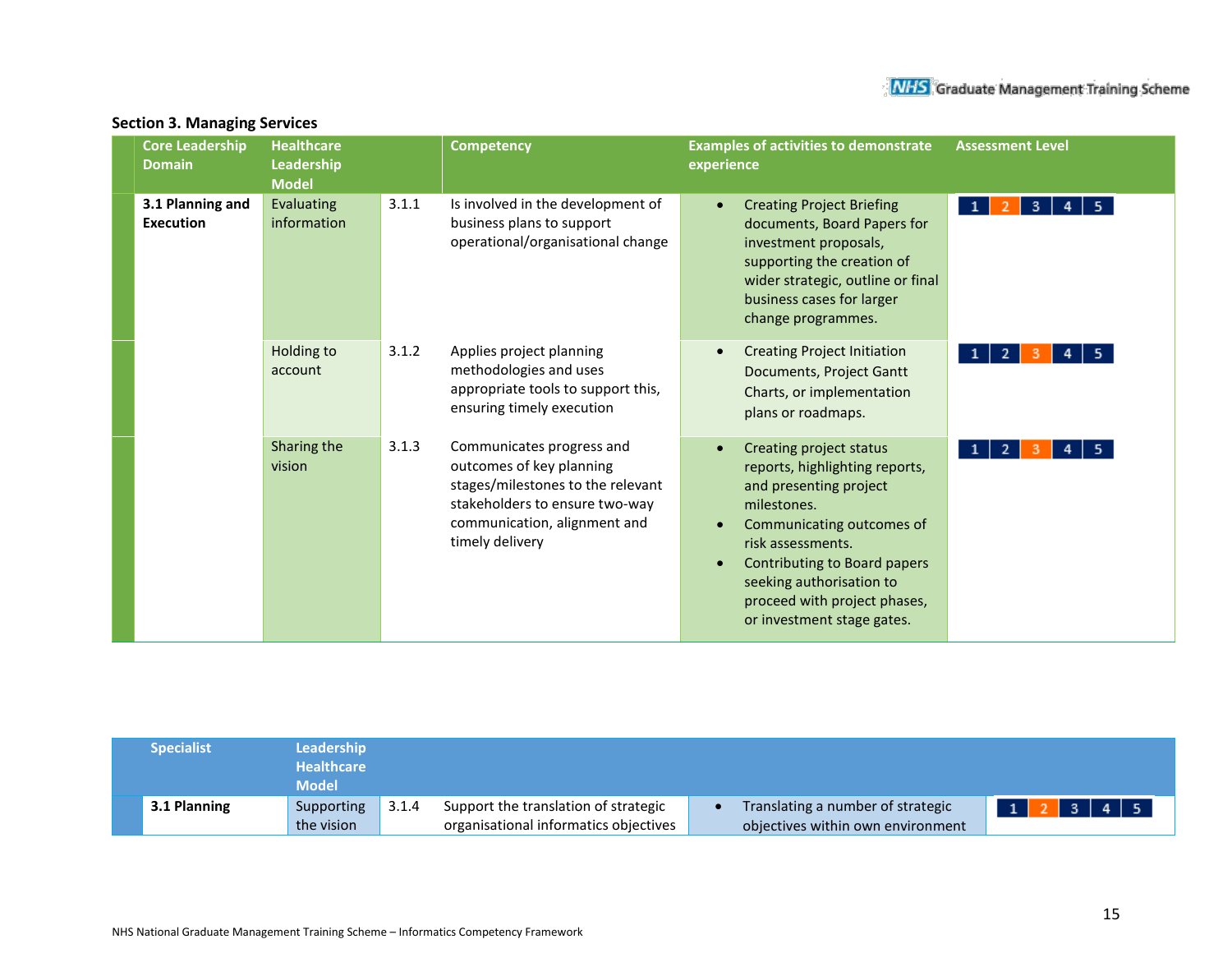## Section 3. Managing Services

| Core Leadership Domain | Healthcare Leadership Model | | Competency | Examples of activities to demonstrate experience | Assessment Level |
|---|---|---|---|---|---|
| **3.1 Planning and Execution** | Evaluating information | 3.1.1 | Is involved in the development of business plans to support operational/organisational change | • Creating Project Briefing documents, Board Papers for investment proposals, supporting the creation of wider strategic, outline or final business cases for larger change programmes. | 1 **2** 3 4 5 |
| | Holding to account | 3.1.2 | Applies project planning methodologies and uses appropriate tools to support this, ensuring timely execution | • Creating Project Initiation Documents, Project Gantt Charts, or implementation plans or roadmaps. | 1 2 **3** 4 5 |
| | Sharing the vision | 3.1.3 | Communicates progress and outcomes of key planning stages/milestones to the relevant stakeholders to ensure two-way communication, alignment and timely delivery | • Creating project status reports, highlighting reports, and presenting project milestones.<br>• Communicating outcomes of risk assessments.<br>• Contributing to Board papers seeking authorisation to proceed with project phases, or investment stage gates. | 1 2 **3** 4 5 |

| Specialist | Leadership Healthcare Model | | | | |
|---|---|---|---|---|---|
| **3.1 Planning** | Supporting the vision | 3.1.4 | Support the translation of strategic organisational informatics objectives | • Translating a number of strategic objectives within own environment | 1 **2** 3 4 5 |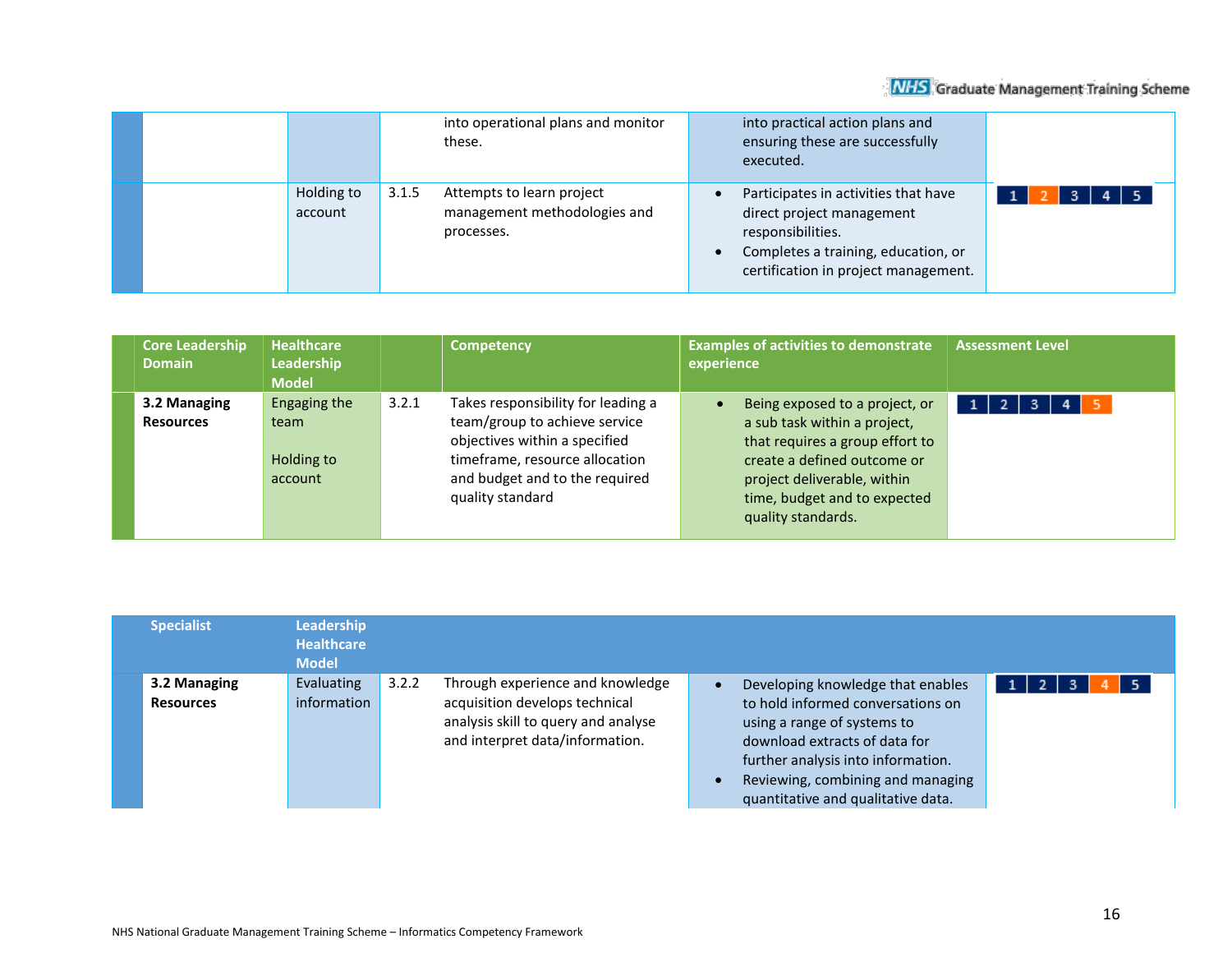| | | | | | |
|---|---|---|---|---|---|
| | | | into operational plans and monitor these. | into practical action plans and ensuring these are successfully executed. | |
| | Holding to account | 3.1.5 | Attempts to learn project management methodologies and processes. | • Participates in activities that have direct project management responsibilities.<br>• Completes a training, education, or certification in project management. | 1 **2** 3 4 5 |

| Core Leadership Domain | Healthcare Leadership Model | | Competency | Examples of activities to demonstrate experience | Assessment Level |
|---|---|---|---|---|---|
| **3.2 Managing Resources** | Engaging the team<br><br>Holding to account | 3.2.1 | Takes responsibility for leading a team/group to achieve service objectives within a specified timeframe, resource allocation and budget and to the required quality standard | • Being exposed to a project, or a sub task within a project, that requires a group effort to create a defined outcome or project deliverable, within time, budget and to expected quality standards. | 1 2 3 4 **5** |

| Specialist | Leadership Healthcare Model | | | | |
|---|---|---|---|---|---|
| **3.2 Managing Resources** | Evaluating information | 3.2.2 | Through experience and knowledge acquisition develops technical analysis skill to query and analyse and interpret data/information. | • Developing knowledge that enables to hold informed conversations on using a range of systems to download extracts of data for further analysis into information.<br>• Reviewing, combining and managing quantitative and qualitative data. | 1 2 3 **4** 5 |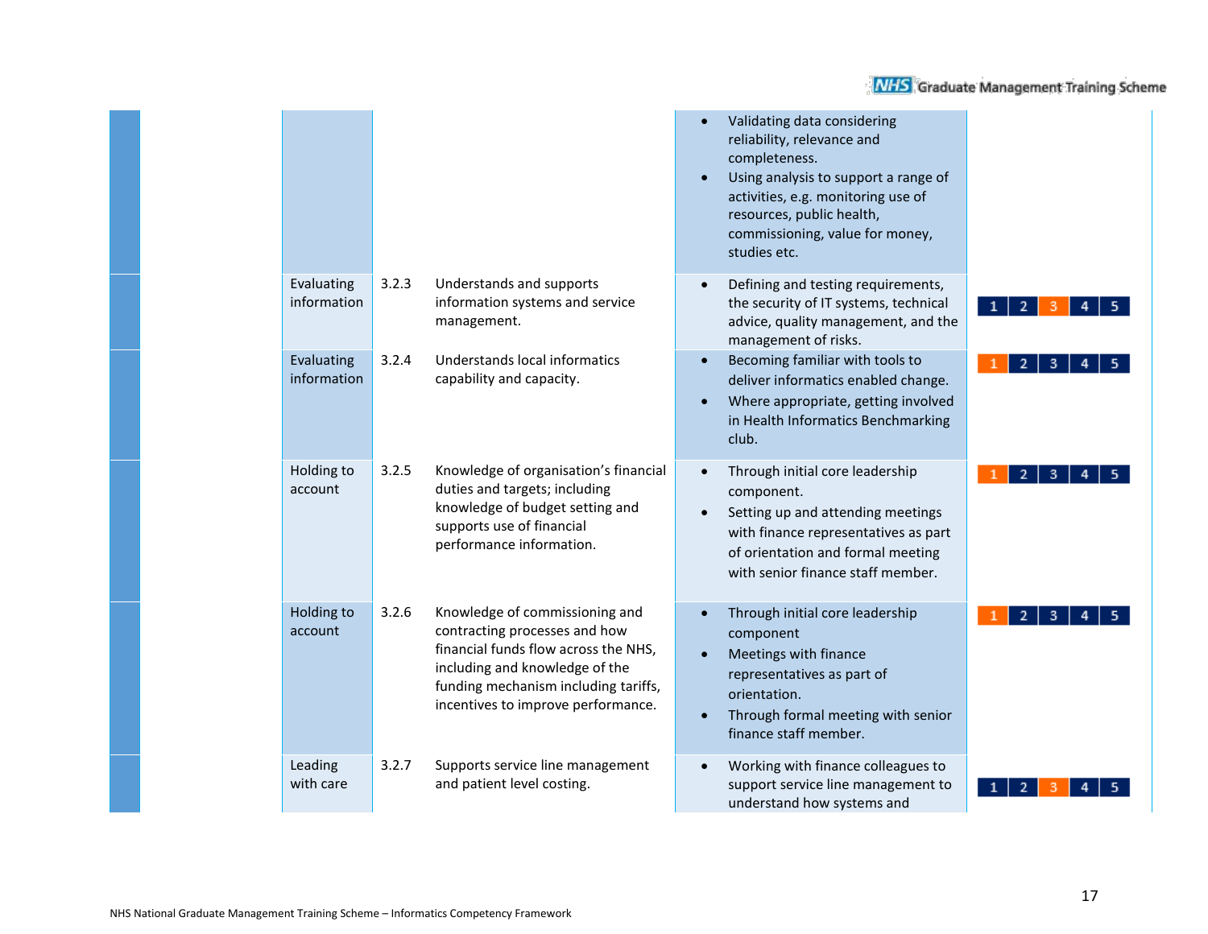| | | | | | |
|---|---|---|---|---|---|
| | | | | • Validating data considering reliability, relevance and completeness.<br>• Using analysis to support a range of activities, e.g. monitoring use of resources, public health, commissioning, value for money, studies etc. | |
| | Evaluating information | 3.2.3 | Understands and supports information systems and service management. | • Defining and testing requirements, the security of IT systems, technical advice, quality management, and the management of risks. | 1 2 **3** 4 5 |
| | Evaluating information | 3.2.4 | Understands local informatics capability and capacity. | • Becoming familiar with tools to deliver informatics enabled change.<br>• Where appropriate, getting involved in Health Informatics Benchmarking club. | **1** 2 3 4 5 |
| | Holding to account | 3.2.5 | Knowledge of organisation's financial duties and targets; including knowledge of budget setting and supports use of financial performance information. | • Through initial core leadership component.<br>• Setting up and attending meetings with finance representatives as part of orientation and formal meeting with senior finance staff member. | **1** 2 3 4 5 |
| | Holding to account | 3.2.6 | Knowledge of commissioning and contracting processes and how financial funds flow across the NHS, including and knowledge of the funding mechanism including tariffs, incentives to improve performance. | • Through initial core leadership component<br>• Meetings with finance representatives as part of orientation.<br>• Through formal meeting with senior finance staff member. | **1** 2 3 4 5 |
| | Leading with care | 3.2.7 | Supports service line management and patient level costing. | • Working with finance colleagues to support service line management to understand how systems and | 1 2 **3** 4 5 |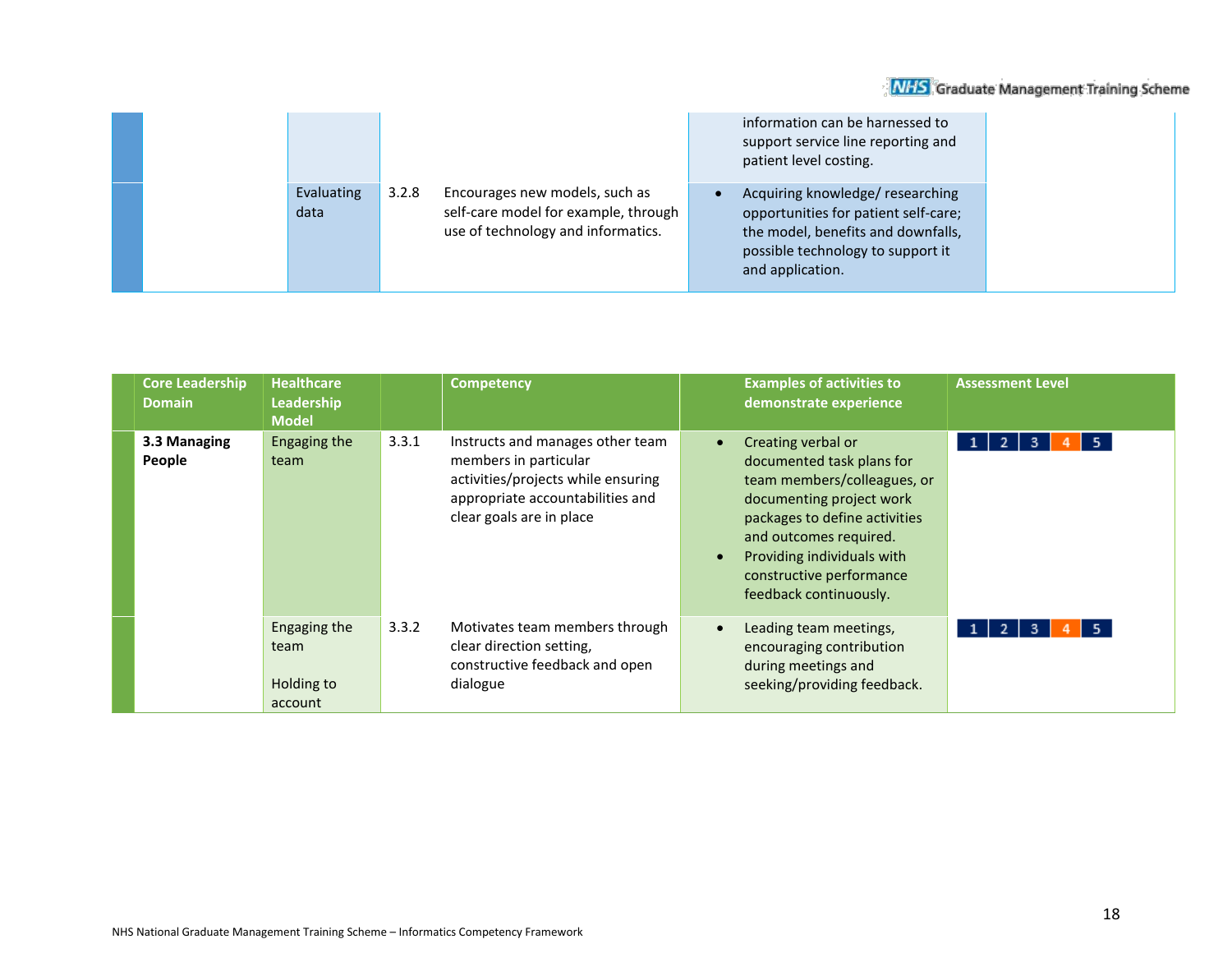| | | | | |
|---|---|---|---|---|
| | | | | • ...information can be harnessed to support service line reporting and patient level costing. | |
| | Evaluating data | 3.2.8 | Encourages new models, such as self-care model for example, through use of technology and informatics. | • Acquiring knowledge/ researching opportunities for patient self-care; the model, benefits and downfalls, possible technology to support it and application. | |

| Core Leadership Domain | Healthcare Leadership Model | | Competency | Examples of activities to demonstrate experience | Assessment Level |
|---|---|---|---|---|---|
| **3.3 Managing People** | Engaging the team | 3.3.1 | Instructs and manages other team members in particular activities/projects while ensuring appropriate accountabilities and clear goals are in place | • Creating verbal or documented task plans for team members/colleagues, or documenting project work packages to define activities and outcomes required.<br>• Providing individuals with constructive performance feedback continuously. | 1 2 3 **4** 5 |
| | Engaging the team<br><br>Holding to account | 3.3.2 | Motivates team members through clear direction setting, constructive feedback and open dialogue | • Leading team meetings, encouraging contribution during meetings and seeking/providing feedback. | 1 2 3 **4** 5 |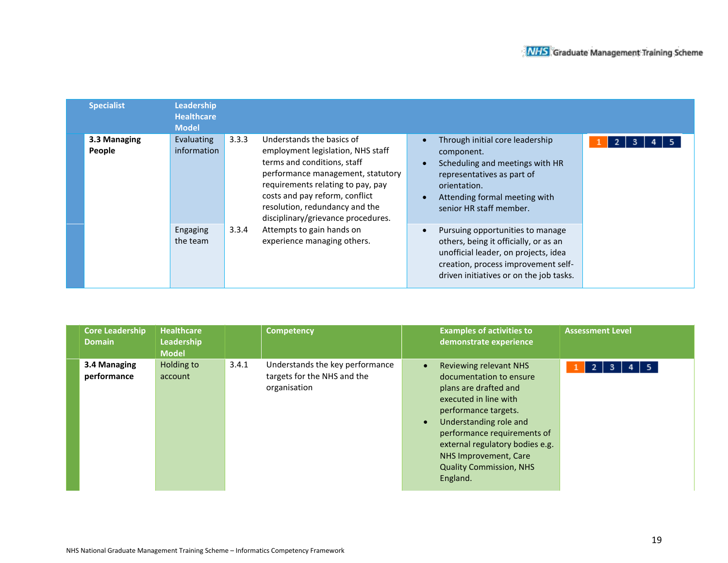| Specialist | Leadership Healthcare Model | | | | |
|---|---|---|---|---|---|
| **3.3 Managing People** | Evaluating information | 3.3.3 | Understands the basics of employment legislation, NHS staff terms and conditions, staff performance management, statutory requirements relating to pay, pay costs and pay reform, conflict resolution, redundancy and the disciplinary/grievance procedures. | • Through initial core leadership component.<br>• Scheduling and meetings with HR representatives as part of orientation.<br>• Attending formal meeting with senior HR staff member. | 1 2 3 4 5 |
| | Engaging the team | 3.3.4 | Attempts to gain hands on experience managing others. | • Pursuing opportunities to manage others, being it officially, or as an unofficial leader, on projects, idea creation, process improvement self-driven initiatives or on the job tasks. | |

| Core Leadership Domain | Healthcare Leadership Model | | Competency | Examples of activities to demonstrate experience | Assessment Level |
|---|---|---|---|---|---|
| **3.4 Managing performance** | Holding to account | 3.4.1 | Understands the key performance targets for the NHS and the organisation | • Reviewing relevant NHS documentation to ensure plans are drafted and executed in line with performance targets.<br>• Understanding role and performance requirements of external regulatory bodies e.g. NHS Improvement, Care Quality Commission, NHS England. | 1 2 3 4 5 |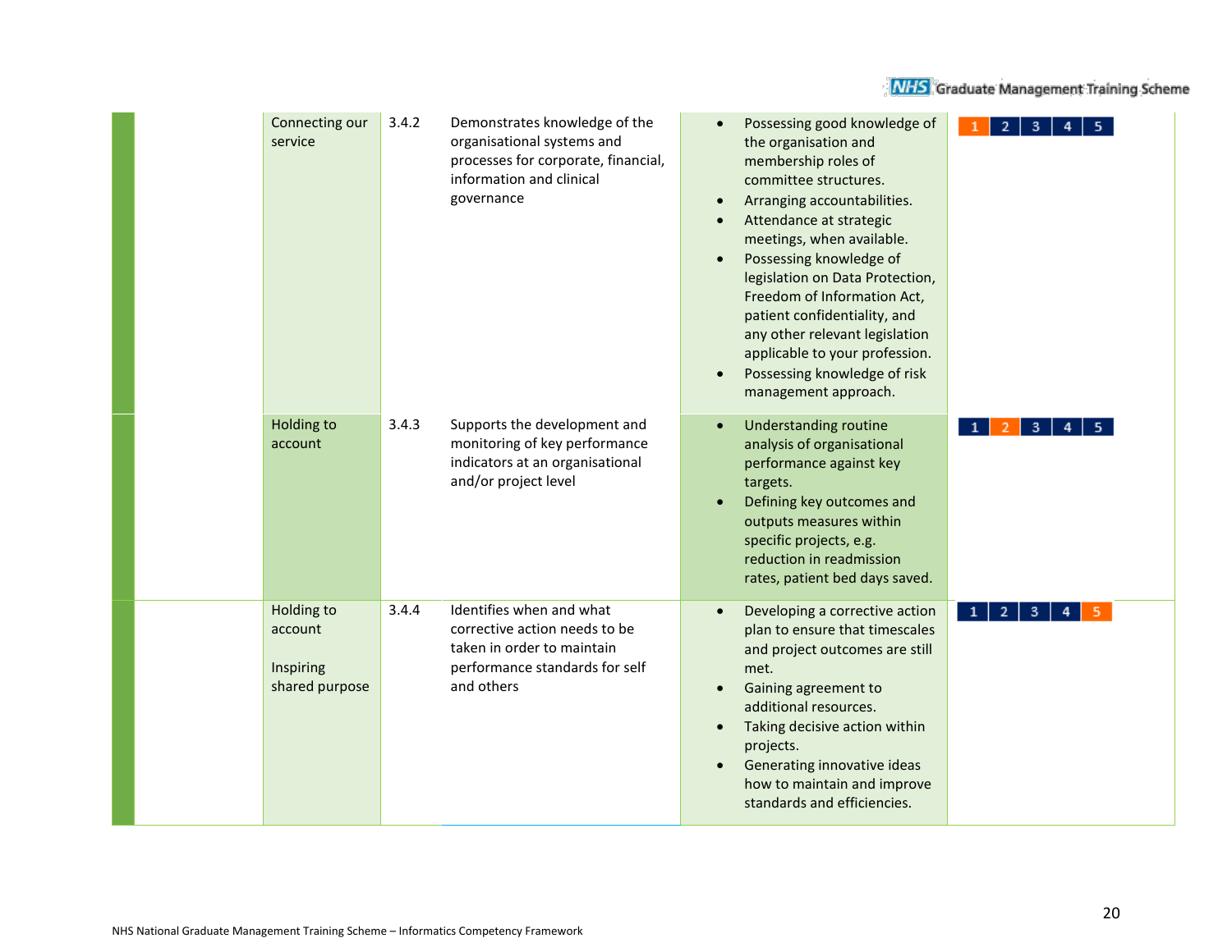| | Dimension | Ref | Competency | Examples | Level |
|---|---|---|---|---|---|
| | Connecting our service | 3.4.2 | Demonstrates knowledge of the organisational systems and processes for corporate, financial, information and clinical governance | • Possessing good knowledge of the organisation and membership roles of committee structures.<br>• Arranging accountabilities.<br>• Attendance at strategic meetings, when available.<br>• Possessing knowledge of legislation on Data Protection, Freedom of Information Act, patient confidentiality, and any other relevant legislation applicable to your profession.<br>• Possessing knowledge of risk management approach. | **1** 2 3 4 5 |
| | Holding to account | 3.4.3 | Supports the development and monitoring of key performance indicators at an organisational and/or project level | • Understanding routine analysis of organisational performance against key targets.<br>• Defining key outcomes and outputs measures within specific projects, e.g. reduction in readmission rates, patient bed days saved. | 1 **2** 3 4 5 |
| | Holding to account<br><br>Inspiring shared purpose | 3.4.4 | Identifies when and what corrective action needs to be taken in order to maintain performance standards for self and others | • Developing a corrective action plan to ensure that timescales and project outcomes are still met.<br>• Gaining agreement to additional resources.<br>• Taking decisive action within projects.<br>• Generating innovative ideas how to maintain and improve standards and efficiencies. | 1 2 3 4 **5** |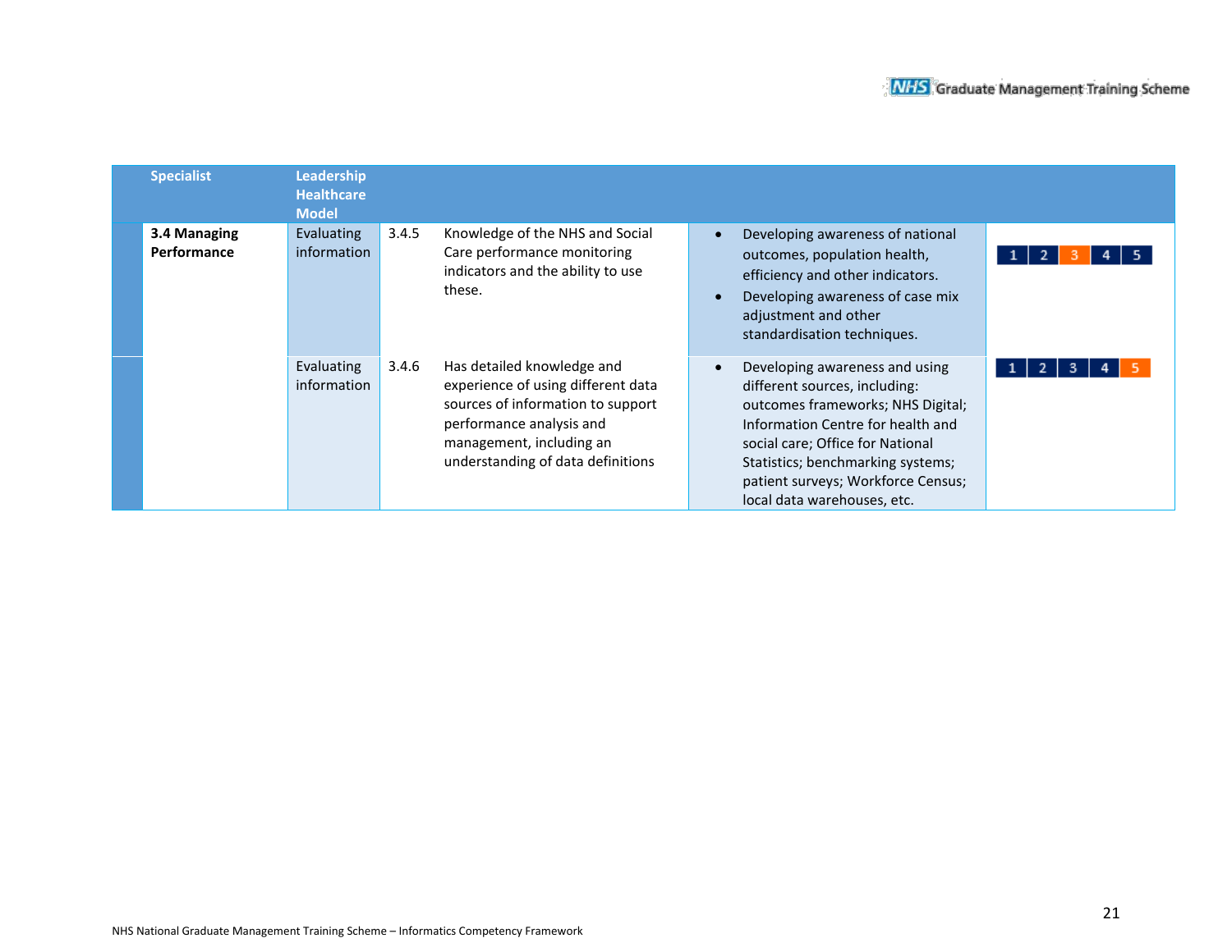| Specialist | Leadership Healthcare Model | | | | |
|---|---|---|---|---|---|
| **3.4 Managing Performance** | Evaluating information | 3.4.5 | Knowledge of the NHS and Social Care performance monitoring indicators and the ability to use these. | • Developing awareness of national outcomes, population health, efficiency and other indicators.<br>• Developing awareness of case mix adjustment and other standardisation techniques. | 1 2 **3** 4 5 |
| | Evaluating information | 3.4.6 | Has detailed knowledge and experience of using different data sources of information to support performance analysis and management, including an understanding of data definitions | • Developing awareness and using different sources, including: outcomes frameworks; NHS Digital; Information Centre for health and social care; Office for National Statistics; benchmarking systems; patient surveys; Workforce Census; local data warehouses, etc. | 1 2 3 4 **5** |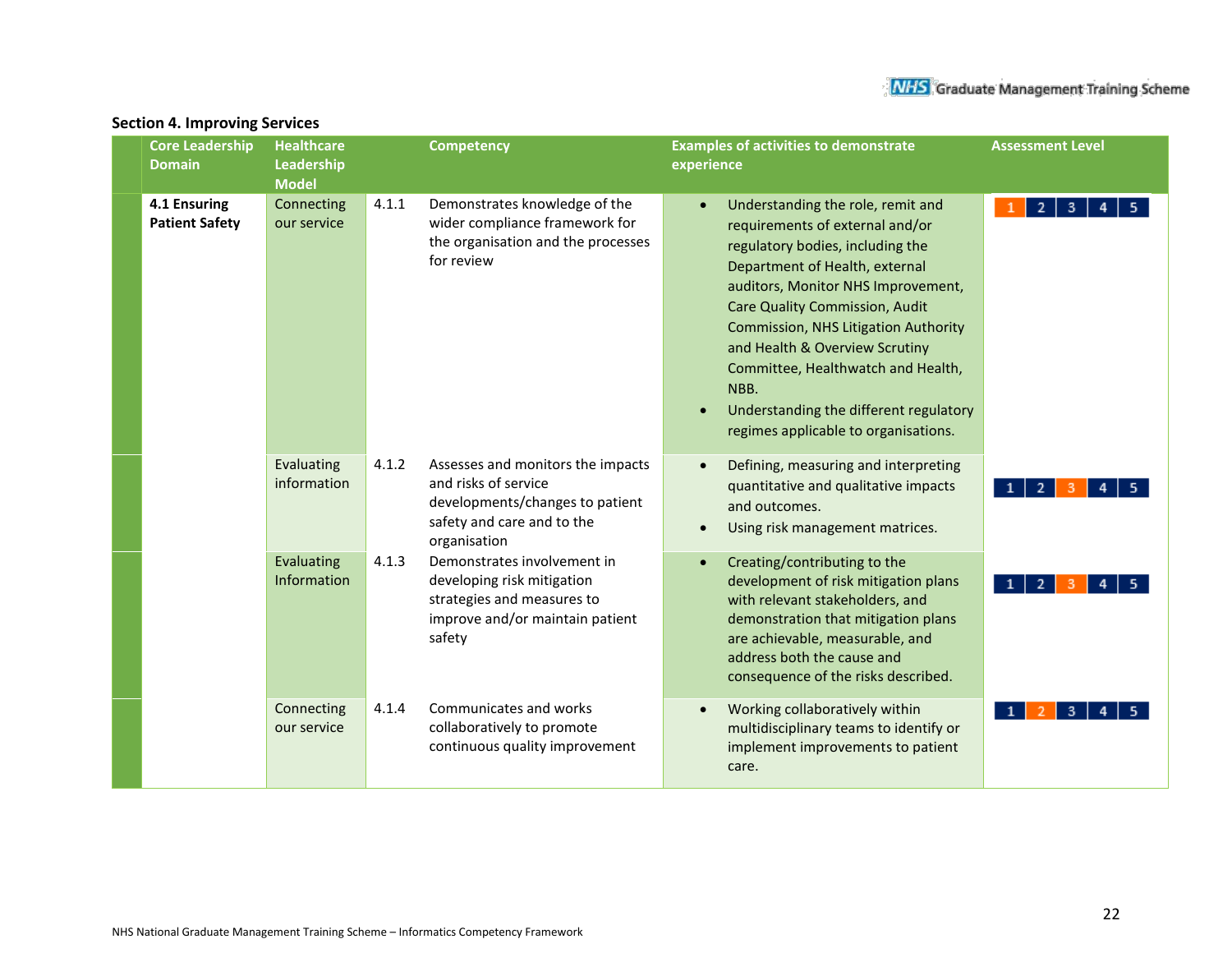## Section 4. Improving Services

| Core Leadership Domain | Healthcare Leadership Model | | Competency | Examples of activities to demonstrate experience | Assessment Level |
|---|---|---|---|---|---|
| **4.1 Ensuring Patient Safety** | Connecting our service | 4.1.1 | Demonstrates knowledge of the wider compliance framework for the organisation and the processes for review | • Understanding the role, remit and requirements of external and/or regulatory bodies, including the Department of Health, external auditors, Monitor NHS Improvement, Care Quality Commission, Audit Commission, NHS Litigation Authority and Health & Overview Scrutiny Committee, Healthwatch and Health, NBB.<br>• Understanding the different regulatory regimes applicable to organisations. | 1 (highlighted) |
| | Evaluating information | 4.1.2 | Assesses and monitors the impacts and risks of service developments/changes to patient safety and care and to the organisation | • Defining, measuring and interpreting quantitative and qualitative impacts and outcomes.<br>• Using risk management matrices. | 3 (highlighted) |
| | Evaluating Information | 4.1.3 | Demonstrates involvement in developing risk mitigation strategies and measures to improve and/or maintain patient safety | • Creating/contributing to the development of risk mitigation plans with relevant stakeholders, and demonstration that mitigation plans are achievable, measurable, and address both the cause and consequence of the risks described. | 3 (highlighted) |
| | Connecting our service | 4.1.4 | Communicates and works collaboratively to promote continuous quality improvement | • Working collaboratively within multidisciplinary teams to identify or implement improvements to patient care. | 2 (highlighted) |

NHS National Graduate Management Training Scheme – Informatics Competency Framework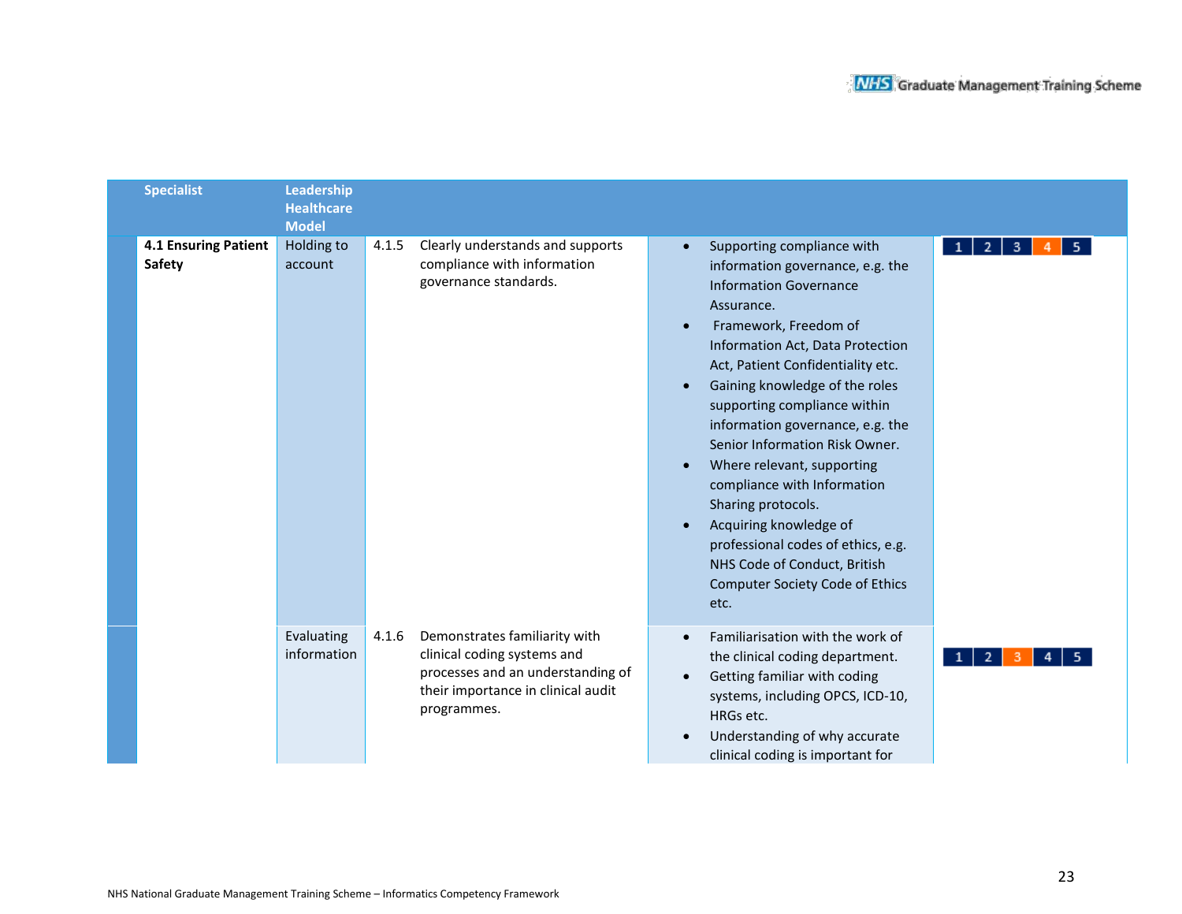| Specialist | Leadership Healthcare Model | | | | |
|---|---|---|---|---|---|
| 4.1 Ensuring Patient Safety | Holding to account | 4.1.5 | Clearly understands and supports compliance with information governance standards. | • Supporting compliance with information governance, e.g. the Information Governance Assurance.<br>• Framework, Freedom of Information Act, Data Protection Act, Patient Confidentiality etc.<br>• Gaining knowledge of the roles supporting compliance within information governance, e.g. the Senior Information Risk Owner.<br>• Where relevant, supporting compliance with Information Sharing protocols.<br>• Acquiring knowledge of professional codes of ethics, e.g. NHS Code of Conduct, British Computer Society Code of Ethics etc. | 1 2 3 **4** 5 |
| | Evaluating information | 4.1.6 | Demonstrates familiarity with clinical coding systems and processes and an understanding of their importance in clinical audit programmes. | • Familiarisation with the work of the clinical coding department.<br>• Getting familiar with coding systems, including OPCS, ICD-10, HRGs etc.<br>• Understanding of why accurate clinical coding is important for | 1 2 **3** 4 5 |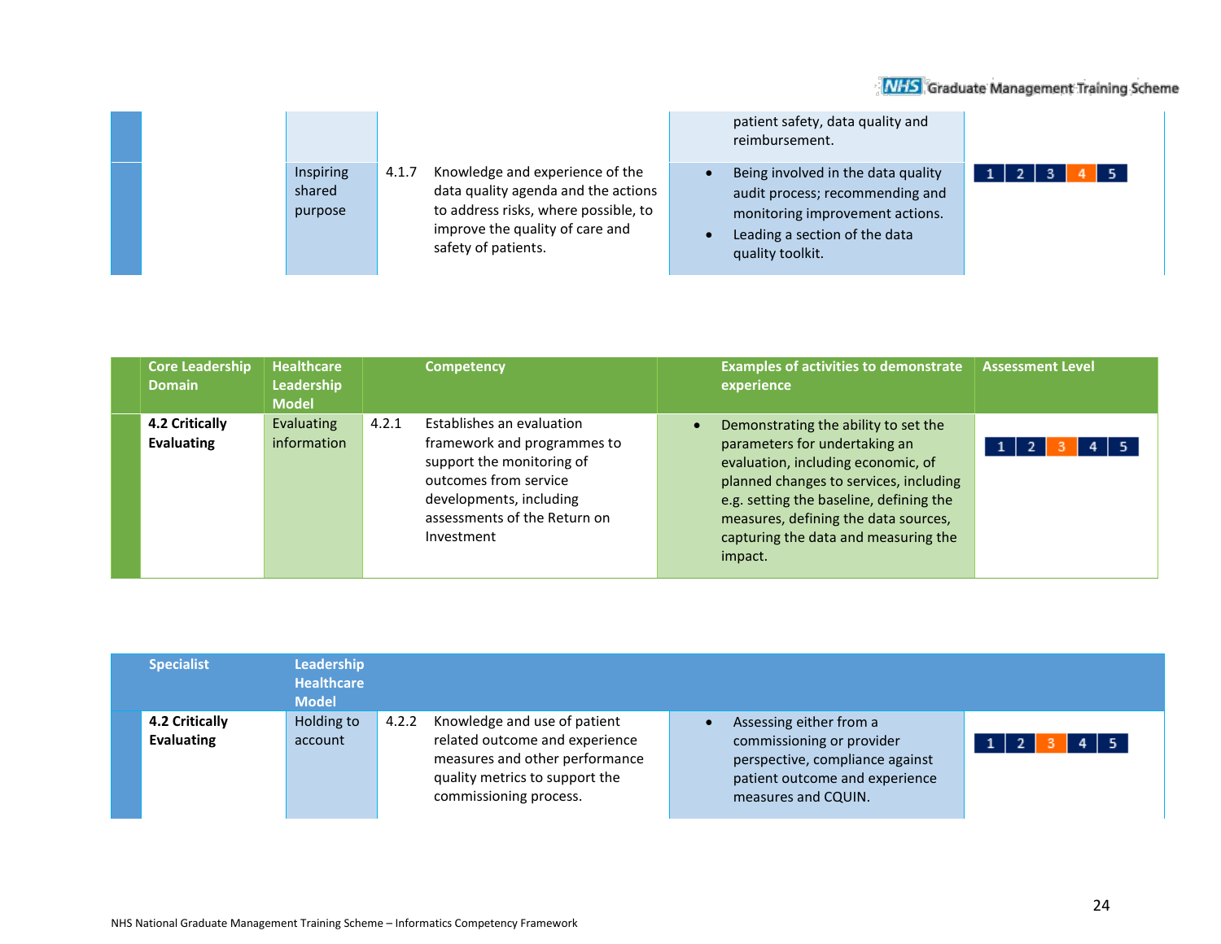| Core Leadership Domain | Healthcare Leadership Model | | Competency | Examples of activities to demonstrate experience | Assessment Level |
|---|---|---|---|---|---|
| | | | | patient safety, data quality and reimbursement. | |
| | Inspiring shared purpose | 4.1.7 | Knowledge and experience of the data quality agenda and the actions to address risks, where possible, to improve the quality of care and safety of patients. | • Being involved in the data quality audit process; recommending and monitoring improvement actions.<br>• Leading a section of the data quality toolkit. | 1 2 3 **4** 5 |

| Core Leadership Domain | Healthcare Leadership Model | | Competency | Examples of activities to demonstrate experience | Assessment Level |
|---|---|---|---|---|---|
| **4.2 Critically Evaluating** | Evaluating information | 4.2.1 | Establishes an evaluation framework and programmes to support the monitoring of outcomes from service developments, including assessments of the Return on Investment | • Demonstrating the ability to set the parameters for undertaking an evaluation, including economic, of planned changes to services, including e.g. setting the baseline, defining the measures, defining the data sources, capturing the data and measuring the impact. | 1 2 **3** 4 5 |

| Specialist | Leadership Healthcare Model | | | | |
|---|---|---|---|---|---|
| **4.2 Critically Evaluating** | Holding to account | 4.2.2 | Knowledge and use of patient related outcome and experience measures and other performance quality metrics to support the commissioning process. | • Assessing either from a commissioning or provider perspective, compliance against patient outcome and experience measures and CQUIN. | 1 2 **3** 4 5 |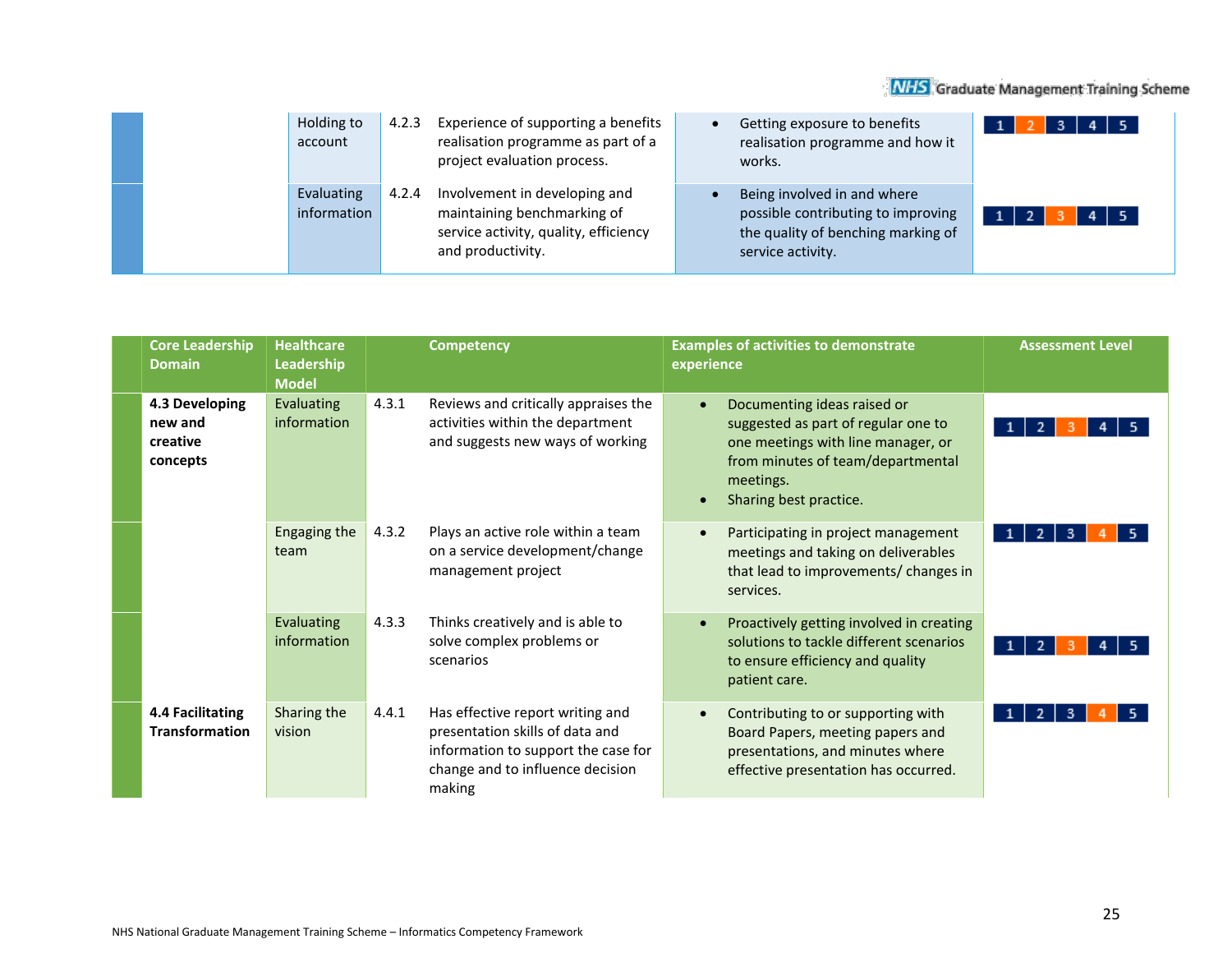| Core Leadership Domain | Healthcare Leadership Model | | Competency | Examples of activities to demonstrate experience | Assessment Level |
|---|---|---|---|---|---|
| | Holding to account | 4.2.3 | Experience of supporting a benefits realisation programme as part of a project evaluation process. | • Getting exposure to benefits realisation programme and how it works. | 1 **2** 3 4 5 |
| | Evaluating information | 4.2.4 | Involvement in developing and maintaining benchmarking of service activity, quality, efficiency and productivity. | • Being involved in and where possible contributing to improving the quality of benching marking of service activity. | 1 2 **3** 4 5 |
| **4.3 Developing new and creative concepts** | Evaluating information | 4.3.1 | Reviews and critically appraises the activities within the department and suggests new ways of working | • Documenting ideas raised or suggested as part of regular one to one meetings with line manager, or from minutes of team/departmental meetings.<br>• Sharing best practice. | 1 2 **3** 4 5 |
| | Engaging the team | 4.3.2 | Plays an active role within a team on a service development/change management project | • Participating in project management meetings and taking on deliverables that lead to improvements/ changes in services. | 1 2 3 **4** 5 |
| | Evaluating information | 4.3.3 | Thinks creatively and is able to solve complex problems or scenarios | • Proactively getting involved in creating solutions to tackle different scenarios to ensure efficiency and quality patient care. | 1 2 **3** 4 5 |
| **4.4 Facilitating Transformation** | Sharing the vision | 4.4.1 | Has effective report writing and presentation skills of data and information to support the case for change and to influence decision making | • Contributing to or supporting with Board Papers, meeting papers and presentations, and minutes where effective presentation has occurred. | 1 2 3 **4** 5 |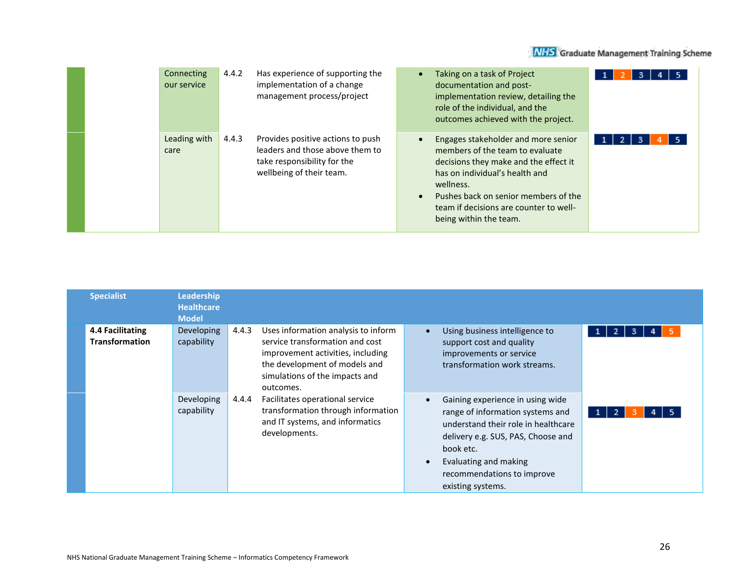| | | | | | |
|---|---|---|---|---|---|
| | Connecting our service | 4.4.2 | Has experience of supporting the implementation of a change management process/project | • Taking on a task of Project documentation and post-implementation review, detailing the role of the individual, and the outcomes achieved with the project. | 1 **2** 3 4 5 |
| | Leading with care | 4.4.3 | Provides positive actions to push leaders and those above them to take responsibility for the wellbeing of their team. | • Engages stakeholder and more senior members of the team to evaluate decisions they make and the effect it has on individual's health and wellness.<br>• Pushes back on senior members of the team if decisions are counter to well-being within the team. | 1 2 3 **4** 5 |

| Specialist | Leadership Healthcare Model | | | | |
|---|---|---|---|---|---|
| **4.4 Facilitating Transformation** | Developing capability | 4.4.3 | Uses information analysis to inform service transformation and cost improvement activities, including the development of models and simulations of the impacts and outcomes. | • Using business intelligence to support cost and quality improvements or service transformation work streams. | 1 2 3 4 **5** |
| | Developing capability | 4.4.4 | Facilitates operational service transformation through information and IT systems, and informatics developments. | • Gaining experience in using wide range of information systems and understand their role in healthcare delivery e.g. SUS, PAS, Choose and book etc.<br>• Evaluating and making recommendations to improve existing systems. | 1 2 **3** 4 5 |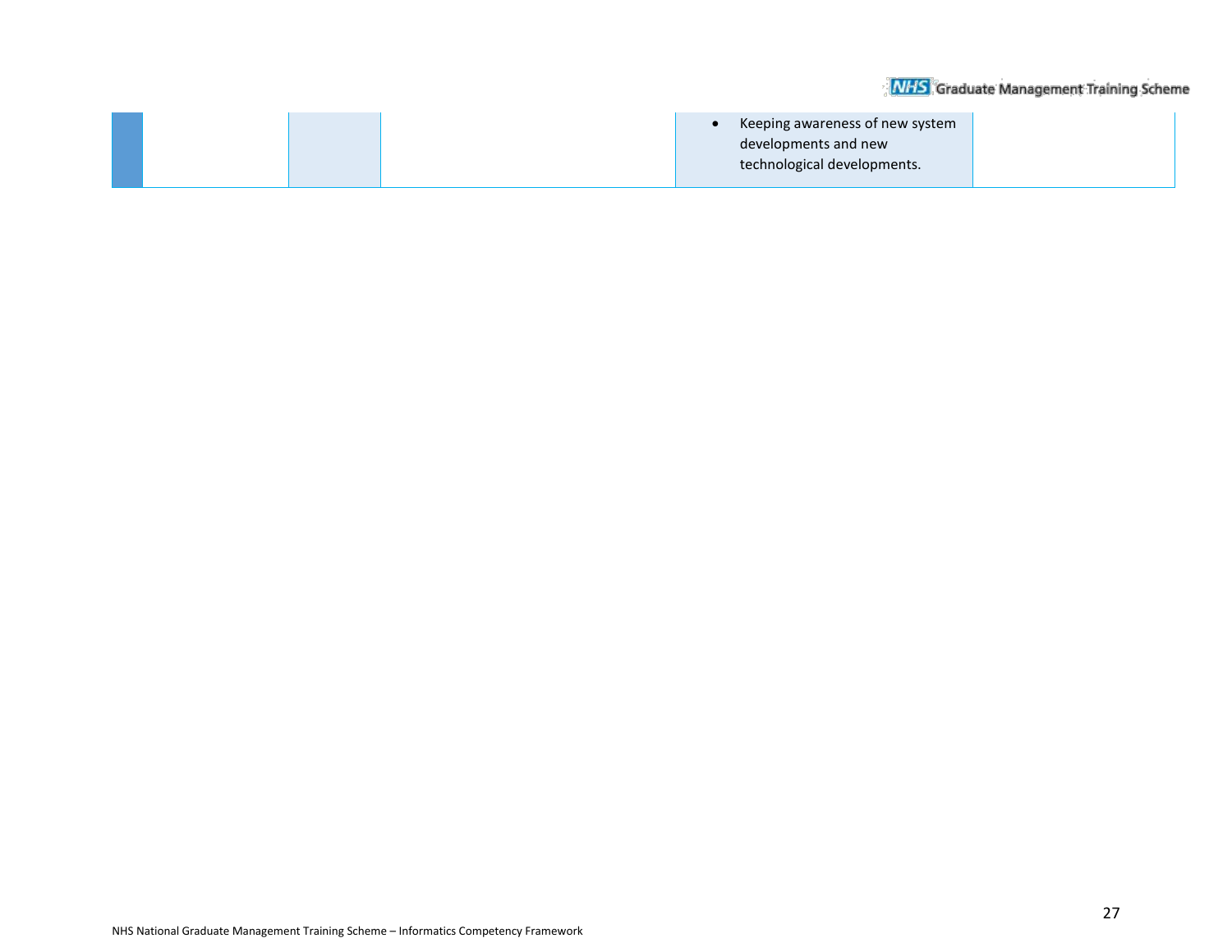| | | | | | |
|---|---|---|---|---|---|
| | | | | • Keeping awareness of new system developments and new technological developments. | |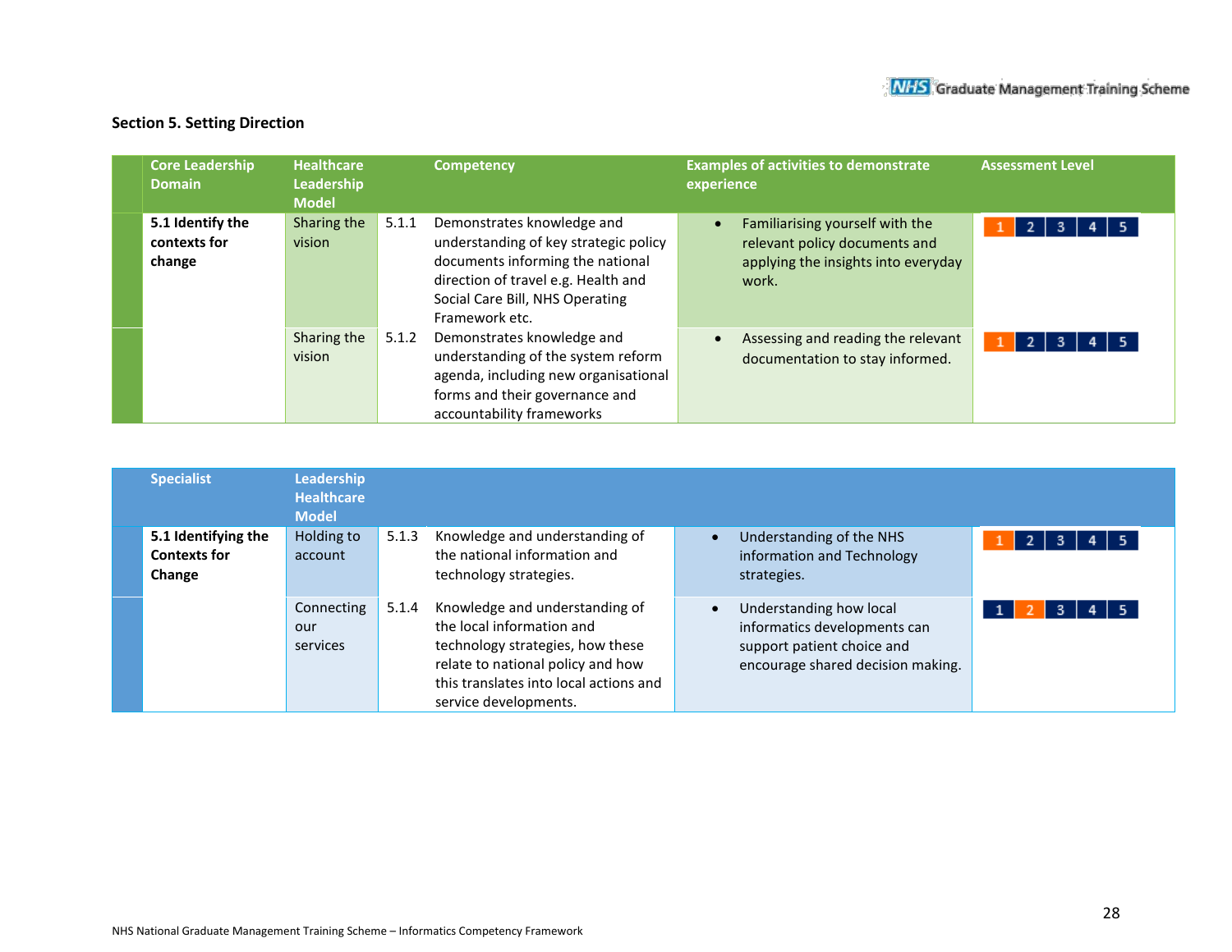## Section 5. Setting Direction

| Core Leadership Domain | Healthcare Leadership Model | | Competency | Examples of activities to demonstrate experience | Assessment Level |
|---|---|---|---|---|---|
| **5.1 Identify the contexts for change** | Sharing the vision | 5.1.1 | Demonstrates knowledge and understanding of key strategic policy documents informing the national direction of travel e.g. Health and Social Care Bill, NHS Operating Framework etc. | • Familiarising yourself with the relevant policy documents and applying the insights into everyday work. | 1 (highlighted) 2 3 4 5 |
| | Sharing the vision | 5.1.2 | Demonstrates knowledge and understanding of the system reform agenda, including new organisational forms and their governance and accountability frameworks | • Assessing and reading the relevant documentation to stay informed. | 1 (highlighted) 2 3 4 5 |

| Specialist | Leadership Healthcare Model | | | | |
|---|---|---|---|---|---|
| **5.1 Identifying the Contexts for Change** | Holding to account | 5.1.3 | Knowledge and understanding of the national information and technology strategies. | • Understanding of the NHS information and Technology strategies. | 1 (highlighted) 2 3 4 5 |
| | Connecting our services | 5.1.4 | Knowledge and understanding of the local information and technology strategies, how these relate to national policy and how this translates into local actions and service developments. | • Understanding how local informatics developments can support patient choice and encourage shared decision making. | 1 2 (highlighted) 3 4 5 |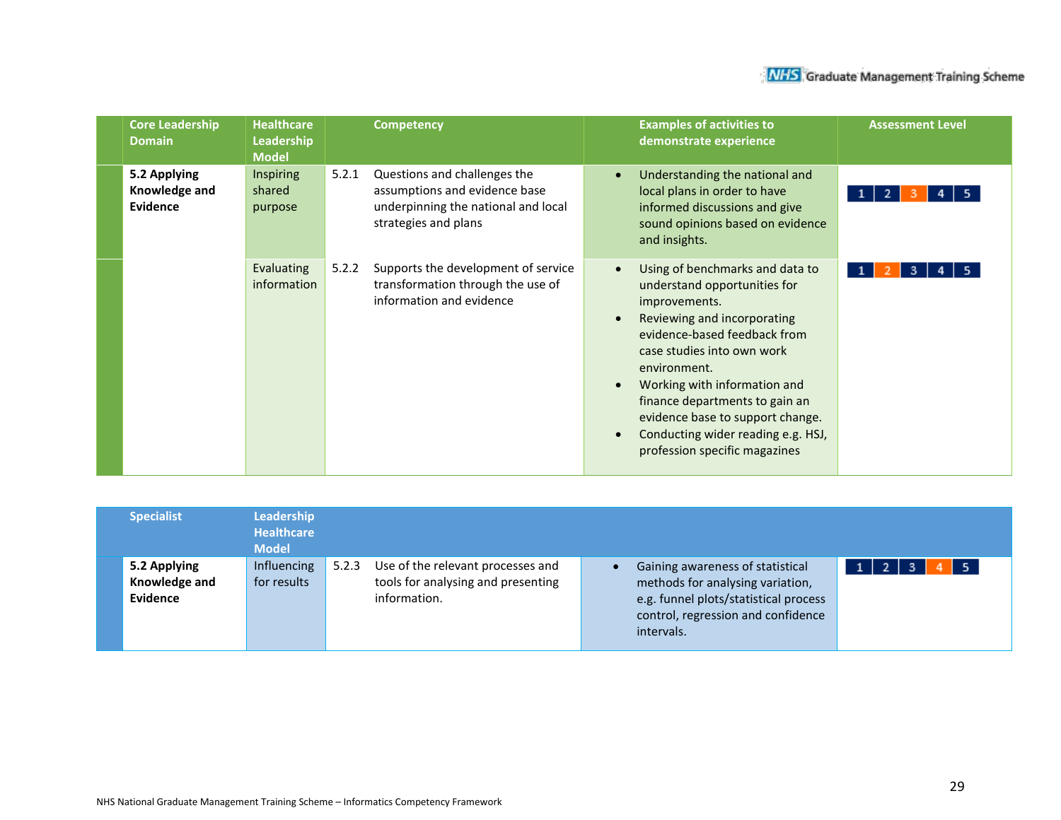| Core Leadership Domain | Healthcare Leadership Model | | Competency | Examples of activities to demonstrate experience | Assessment Level |
|---|---|---|---|---|---|
| **5.2 Applying Knowledge and Evidence** | Inspiring shared purpose | 5.2.1 | Questions and challenges the assumptions and evidence base underpinning the national and local strategies and plans | • Understanding the national and local plans in order to have informed discussions and give sound opinions based on evidence and insights. | 1 2 **3** 4 5 |
| | Evaluating information | 5.2.2 | Supports the development of service transformation through the use of information and evidence | • Using of benchmarks and data to understand opportunities for improvements.<br>• Reviewing and incorporating evidence-based feedback from case studies into own work environment.<br>• Working with information and finance departments to gain an evidence base to support change.<br>• Conducting wider reading e.g. HSJ, profession specific magazines | 1 **2** 3 4 5 |

| Specialist | Leadership Healthcare Model | | | | |
|---|---|---|---|---|---|
| **5.2 Applying Knowledge and Evidence** | Influencing for results | 5.2.3 | Use of the relevant processes and tools for analysing and presenting information. | • Gaining awareness of statistical methods for analysing variation, e.g. funnel plots/statistical process control, regression and confidence intervals. | 1 2 3 **4** 5 |

NHS National Graduate Management Training Scheme – Informatics Competency Framework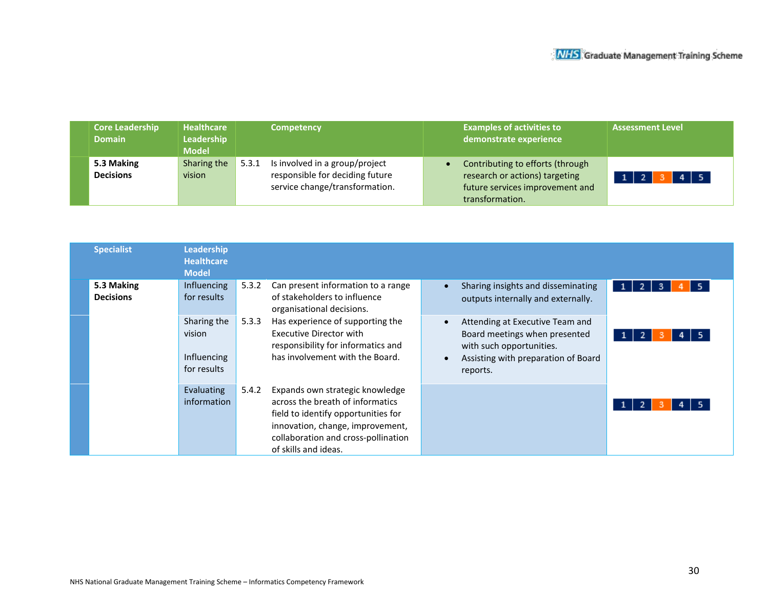| Core Leadership Domain | Healthcare Leadership Model | | Competency | Examples of activities to demonstrate experience | Assessment Level |
|---|---|---|---|---|---|
| **5.3 Making Decisions** | Sharing the vision | 5.3.1 | Is involved in a group/project responsible for deciding future service change/transformation. | • Contributing to efforts (through research or actions) targeting future services improvement and transformation. | 1 2 **3** 4 5 |

| Specialist | Leadership Healthcare Model | | | | |
|---|---|---|---|---|---|
| **5.3 Making Decisions** | Influencing for results | 5.3.2 | Can present information to a range of stakeholders to influence organisational decisions. | • Sharing insights and disseminating outputs internally and externally. | 1 2 3 **4** 5 |
| | Sharing the vision<br><br>Influencing for results | 5.3.3 | Has experience of supporting the Executive Director with responsibility for informatics and has involvement with the Board. | • Attending at Executive Team and Board meetings when presented with such opportunities.<br>• Assisting with preparation of Board reports. | 1 2 **3** 4 5 |
| | Evaluating information | 5.4.2 | Expands own strategic knowledge across the breath of informatics field to identify opportunities for innovation, change, improvement, collaboration and cross-pollination of skills and ideas. | | 1 2 **3** 4 5 |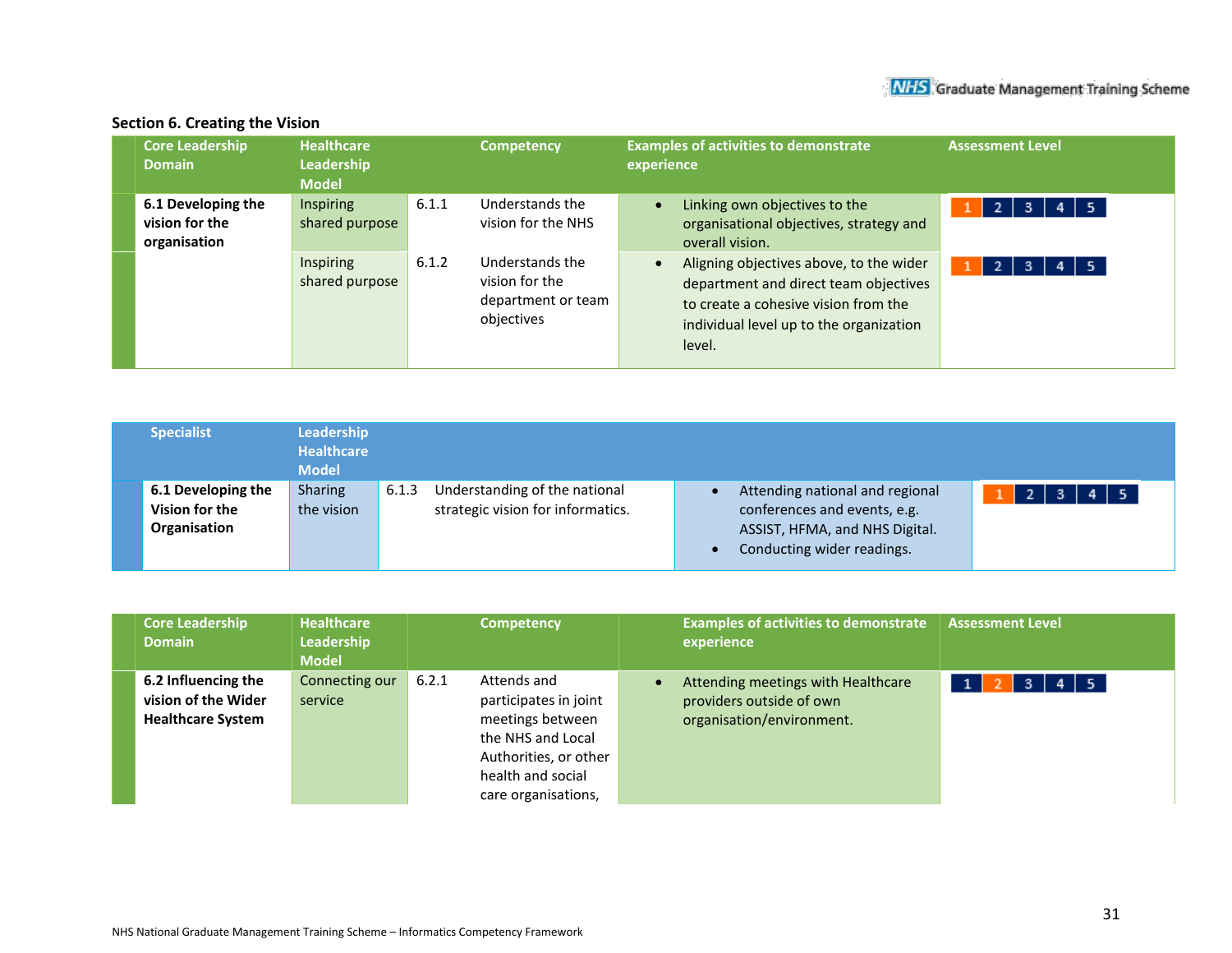## Section 6. Creating the Vision

| Core Leadership Domain | Healthcare Leadership Model | | Competency | Examples of activities to demonstrate experience | Assessment Level |
|---|---|---|---|---|---|
| **6.1 Developing the vision for the organisation** | Inspiring shared purpose | 6.1.1 | Understands the vision for the NHS | • Linking own objectives to the organisational objectives, strategy and overall vision. | 1 2 3 4 5 |
| | Inspiring shared purpose | 6.1.2 | Understands the vision for the department or team objectives | • Aligning objectives above, to the wider department and direct team objectives to create a cohesive vision from the individual level up to the organization level. | 1 2 3 4 5 |

| Specialist | Leadership Healthcare Model | | | | |
|---|---|---|---|---|---|
| **6.1 Developing the Vision for the Organisation** | Sharing the vision | 6.1.3 | Understanding of the national strategic vision for informatics. | • Attending national and regional conferences and events, e.g. ASSIST, HFMA, and NHS Digital.<br>• Conducting wider readings. | 1 2 3 4 5 |

| Core Leadership Domain | Healthcare Leadership Model | | Competency | Examples of activities to demonstrate experience | Assessment Level |
|---|---|---|---|---|---|
| **6.2 Influencing the vision of the Wider Healthcare System** | Connecting our service | 6.2.1 | Attends and participates in joint meetings between the NHS and Local Authorities, or other health and social care organisations, | • Attending meetings with Healthcare providers outside of own organisation/environment. | 1 2 3 4 5 |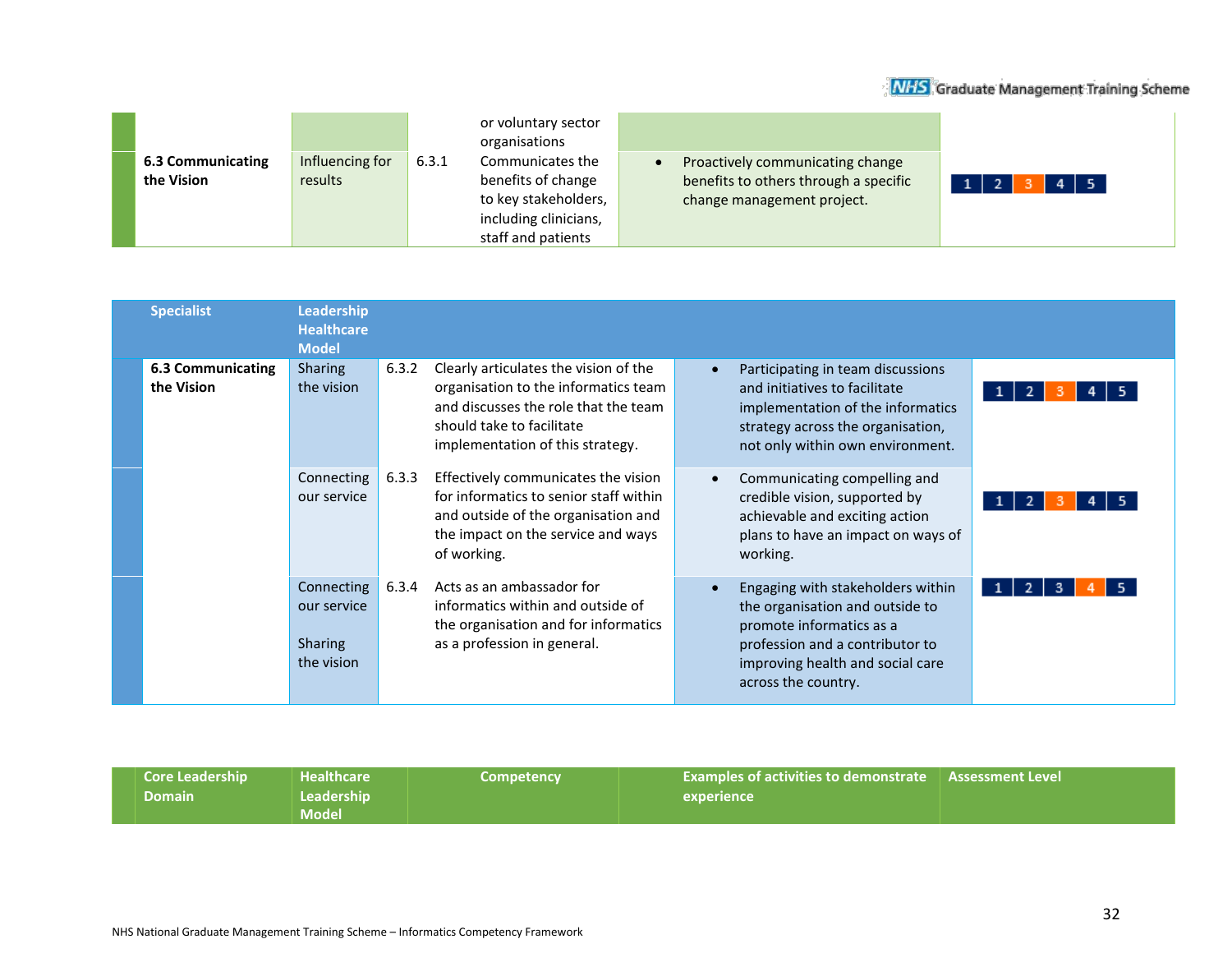| | | | | |
|---|---|---|---|---|
| **6.3 Communicating the Vision** | Influencing for results | 6.3.1 | or voluntary sector organisations Communicates the benefits of change to key stakeholders, including clinicians, staff and patients | • Proactively communicating change benefits to others through a specific change management project. | 1 2 **3** 4 5 |

| Specialist | Leadership Healthcare Model | | | | |
|---|---|---|---|---|---|
| **6.3 Communicating the Vision** | Sharing the vision | 6.3.2 | Clearly articulates the vision of the organisation to the informatics team and discusses the role that the team should take to facilitate implementation of this strategy. | • Participating in team discussions and initiatives to facilitate implementation of the informatics strategy across the organisation, not only within own environment. | 1 2 **3** 4 5 |
| | Connecting our service | 6.3.3 | Effectively communicates the vision for informatics to senior staff within and outside of the organisation and the impact on the service and ways of working. | • Communicating compelling and credible vision, supported by achievable and exciting action plans to have an impact on ways of working. | 1 2 **3** 4 5 |
| | Connecting our service<br><br>Sharing the vision | 6.3.4 | Acts as an ambassador for informatics within and outside of the organisation and for informatics as a profession in general. | • Engaging with stakeholders within the organisation and outside to promote informatics as a profession and a contributor to improving health and social care across the country. | 1 2 3 **4** 5 |

| Core Leadership Domain | Healthcare Leadership Model | Competency | Examples of activities to demonstrate experience | Assessment Level |
|---|---|---|---|---|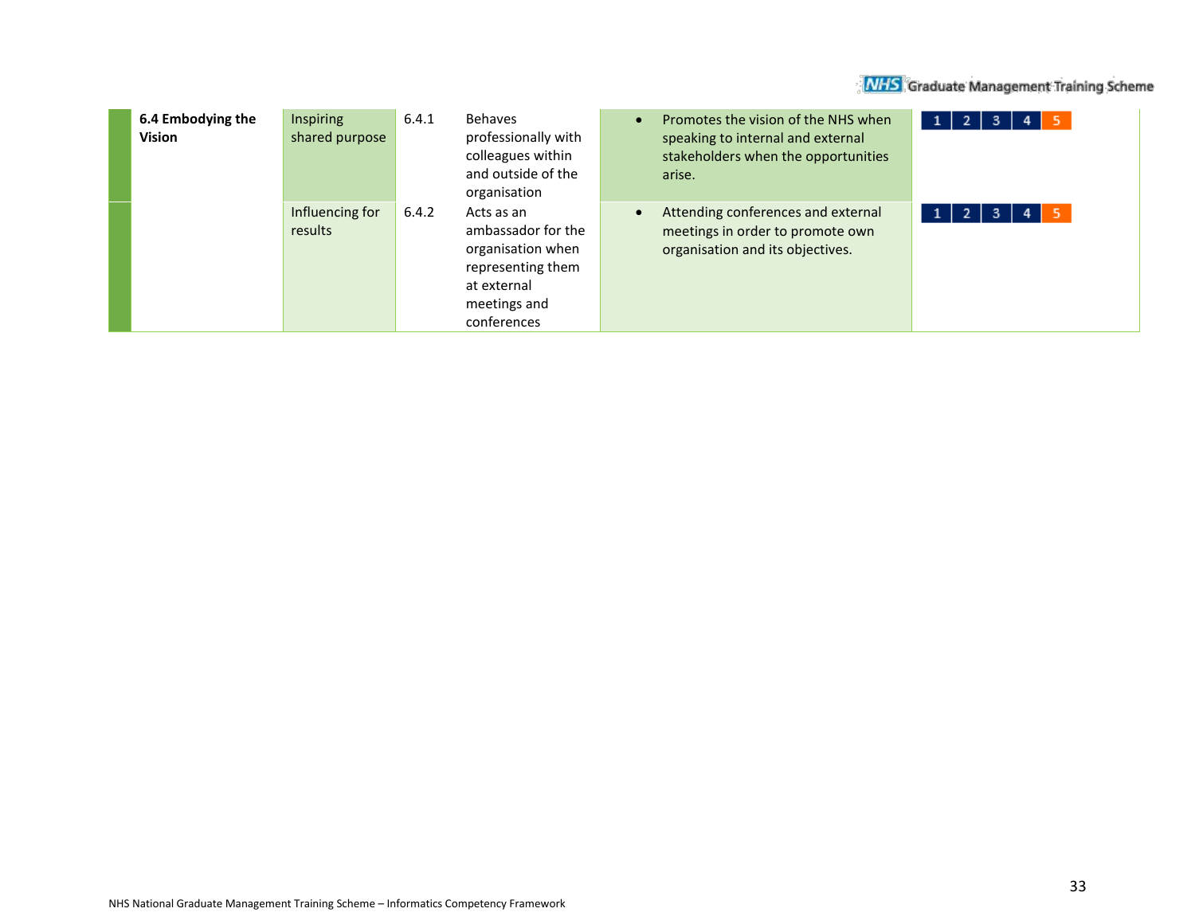| | | | | | |
|---|---|---|---|---|---|
| **6.4 Embodying the Vision** | Inspiring shared purpose | 6.4.1 | Behaves professionally with colleagues within and outside of the organisation | • Promotes the vision of the NHS when speaking to internal and external stakeholders when the opportunities arise. | 1 2 3 4 5 |
| | Influencing for results | 6.4.2 | Acts as an ambassador for the organisation when representing them at external meetings and conferences | • Attending conferences and external meetings in order to promote own organisation and its objectives. | 1 2 3 4 5 |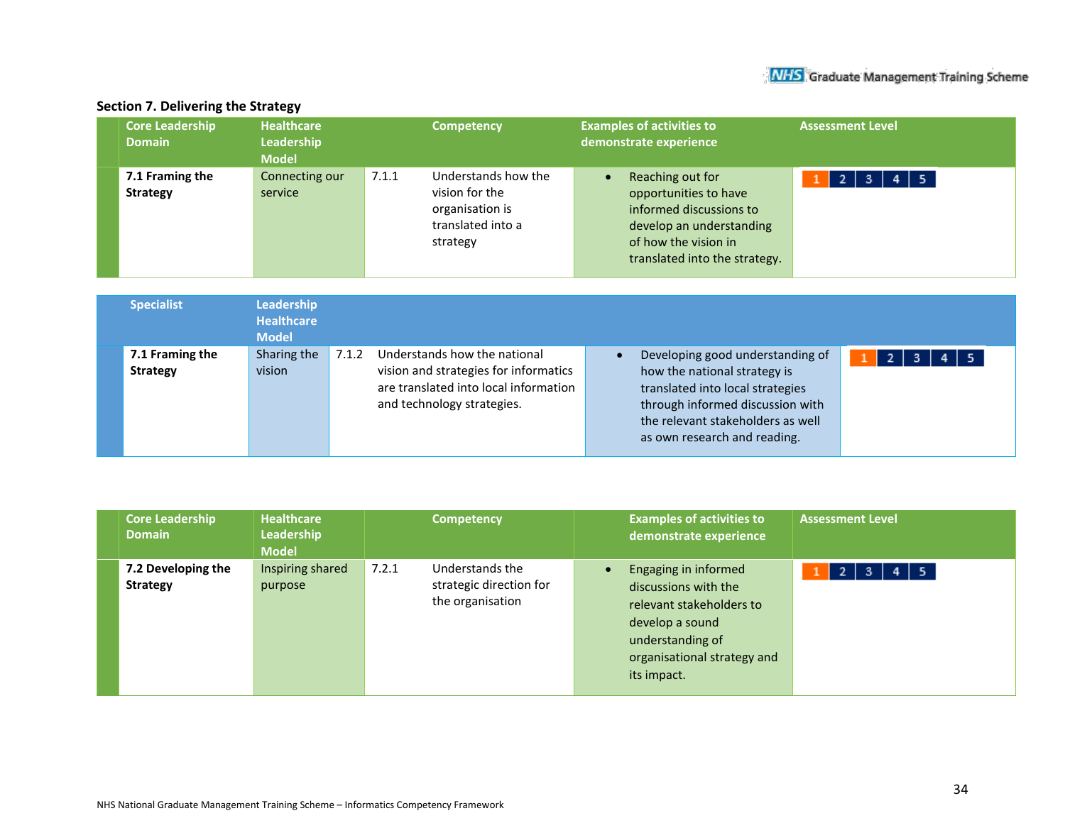## Section 7. Delivering the Strategy

| Core Leadership Domain | Healthcare Leadership Model | Competency | | Examples of activities to demonstrate experience | Assessment Level |
|---|---|---|---|---|---|
| **7.1 Framing the Strategy** | Connecting our service | 7.1.1 | Understands how the vision for the organisation is translated into a strategy | • Reaching out for opportunities to have informed discussions to develop an understanding of how the vision in translated into the strategy. | 1 2 3 4 5 |

| Specialist | Leadership Healthcare Model | | | | |
|---|---|---|---|---|---|
| **7.1 Framing the Strategy** | Sharing the vision | 7.1.2 | Understands how the national vision and strategies for informatics are translated into local information and technology strategies. | • Developing good understanding of how the national strategy is translated into local strategies through informed discussion with the relevant stakeholders as well as own research and reading. | 1 2 3 4 5 |

| Core Leadership Domain | Healthcare Leadership Model | Competency | | Examples of activities to demonstrate experience | Assessment Level |
|---|---|---|---|---|---|
| **7.2 Developing the Strategy** | Inspiring shared purpose | 7.2.1 | Understands the strategic direction for the organisation | • Engaging in informed discussions with the relevant stakeholders to develop a sound understanding of organisational strategy and its impact. | 1 2 3 4 5 |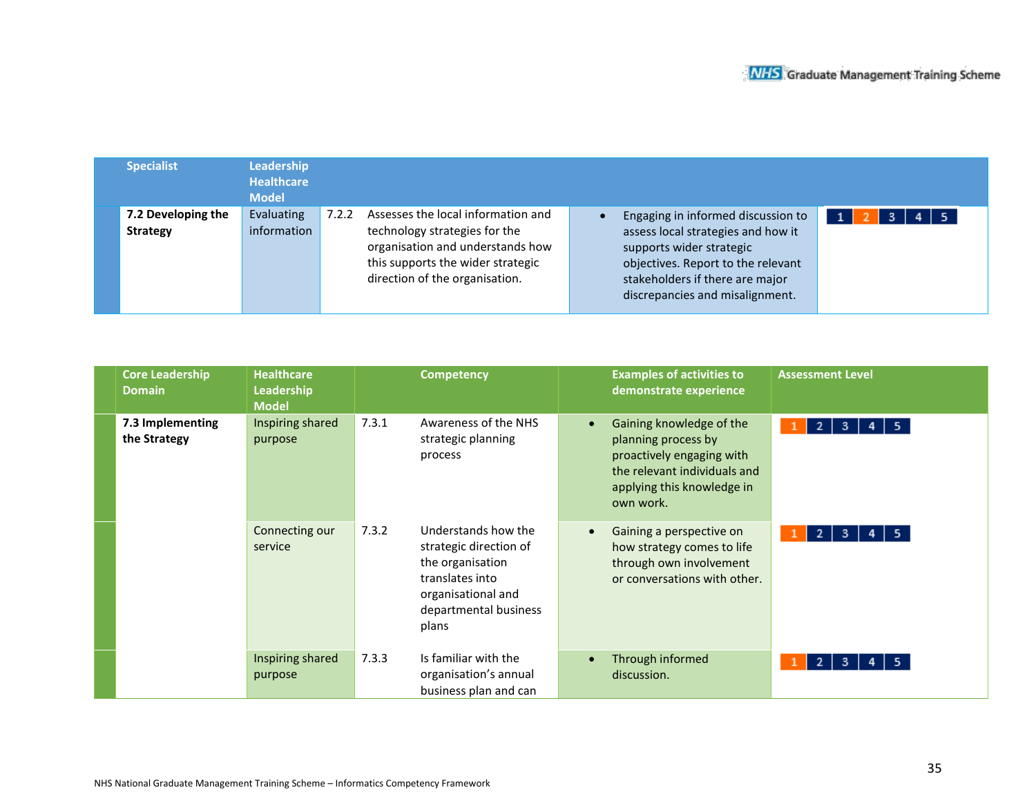| Specialist | Leadership Healthcare Model | | | | |
|---|---|---|---|---|---|
| **7.2 Developing the Strategy** | Evaluating information | 7.2.2 | Assesses the local information and technology strategies for the organisation and understands how this supports the wider strategic direction of the organisation. | • Engaging in informed discussion to assess local strategies and how it supports wider strategic objectives. Report to the relevant stakeholders if there are major discrepancies and misalignment. | 1 **2** 3 4 5 |

| Core Leadership Domain | Healthcare Leadership Model | | Competency | Examples of activities to demonstrate experience | Assessment Level |
|---|---|---|---|---|---|
| **7.3 Implementing the Strategy** | Inspiring shared purpose | 7.3.1 | Awareness of the NHS strategic planning process | • Gaining knowledge of the planning process by proactively engaging with the relevant individuals and applying this knowledge in own work. | **1** 2 3 4 5 |
| | Connecting our service | 7.3.2 | Understands how the strategic direction of the organisation translates into organisational and departmental business plans | • Gaining a perspective on how strategy comes to life through own involvement or conversations with other. | **1** 2 3 4 5 |
| | Inspiring shared purpose | 7.3.3 | Is familiar with the organisation's annual business plan and can | • Through informed discussion. | **1** 2 3 4 5 |

NHS National Graduate Management Training Scheme – Informatics Competency Framework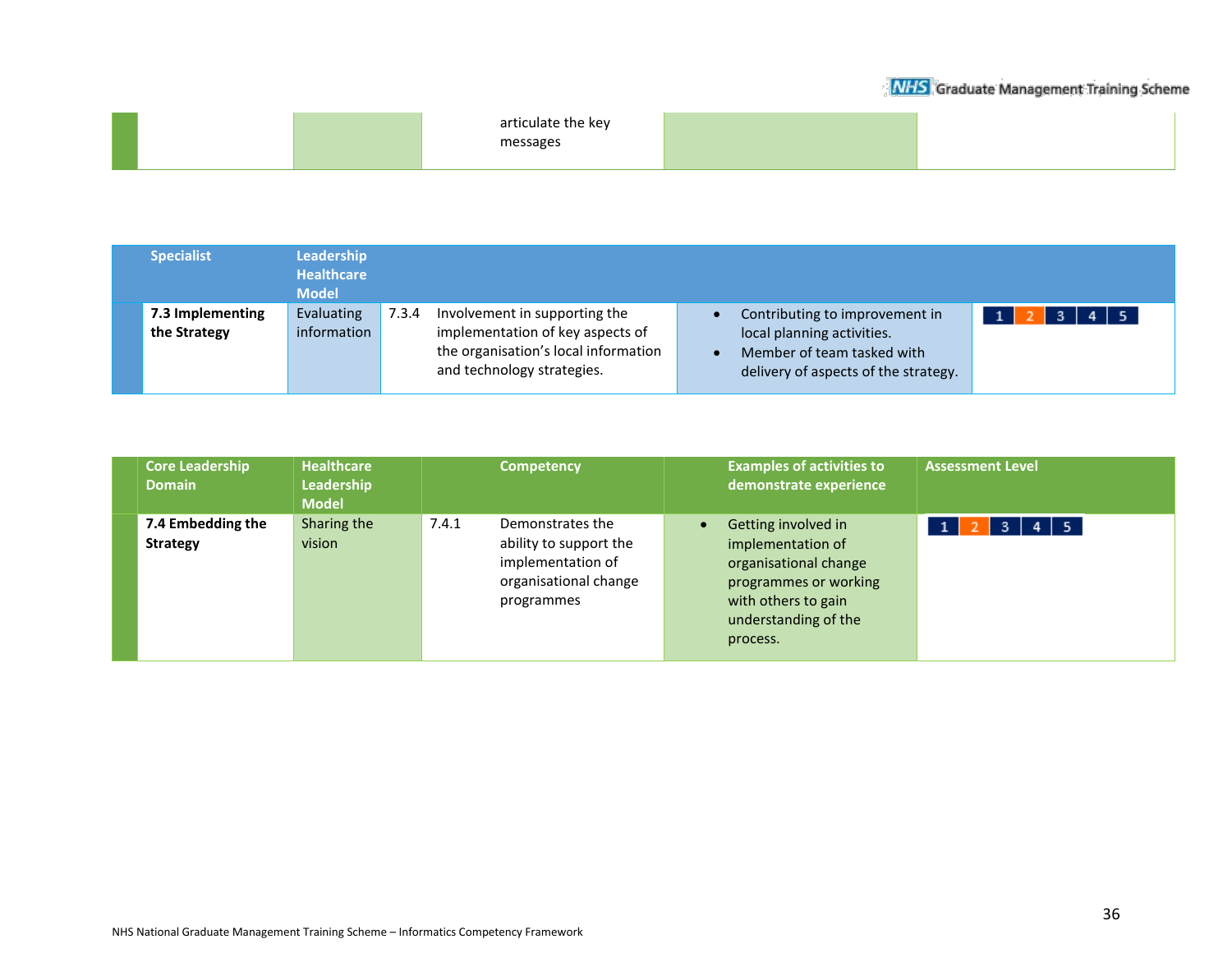| | | | | |
|---|---|---|---|---|
| | | articulate the key messages | | |

| Specialist | Leadership Healthcare Model | | | | |
|---|---|---|---|---|---|
| **7.3 Implementing the Strategy** | Evaluating information | 7.3.4 | Involvement in supporting the implementation of key aspects of the organisation's local information and technology strategies. | • Contributing to improvement in local planning activities.<br>• Member of team tasked with delivery of aspects of the strategy. | 1 2 3 4 5 |

| Core Leadership Domain | Healthcare Leadership Model | | Competency | Examples of activities to demonstrate experience | Assessment Level |
|---|---|---|---|---|---|
| **7.4 Embedding the Strategy** | Sharing the vision | 7.4.1 | Demonstrates the ability to support the implementation of organisational change programmes | • Getting involved in implementation of organisational change programmes or working with others to gain understanding of the process. | 1 2 3 4 5 |